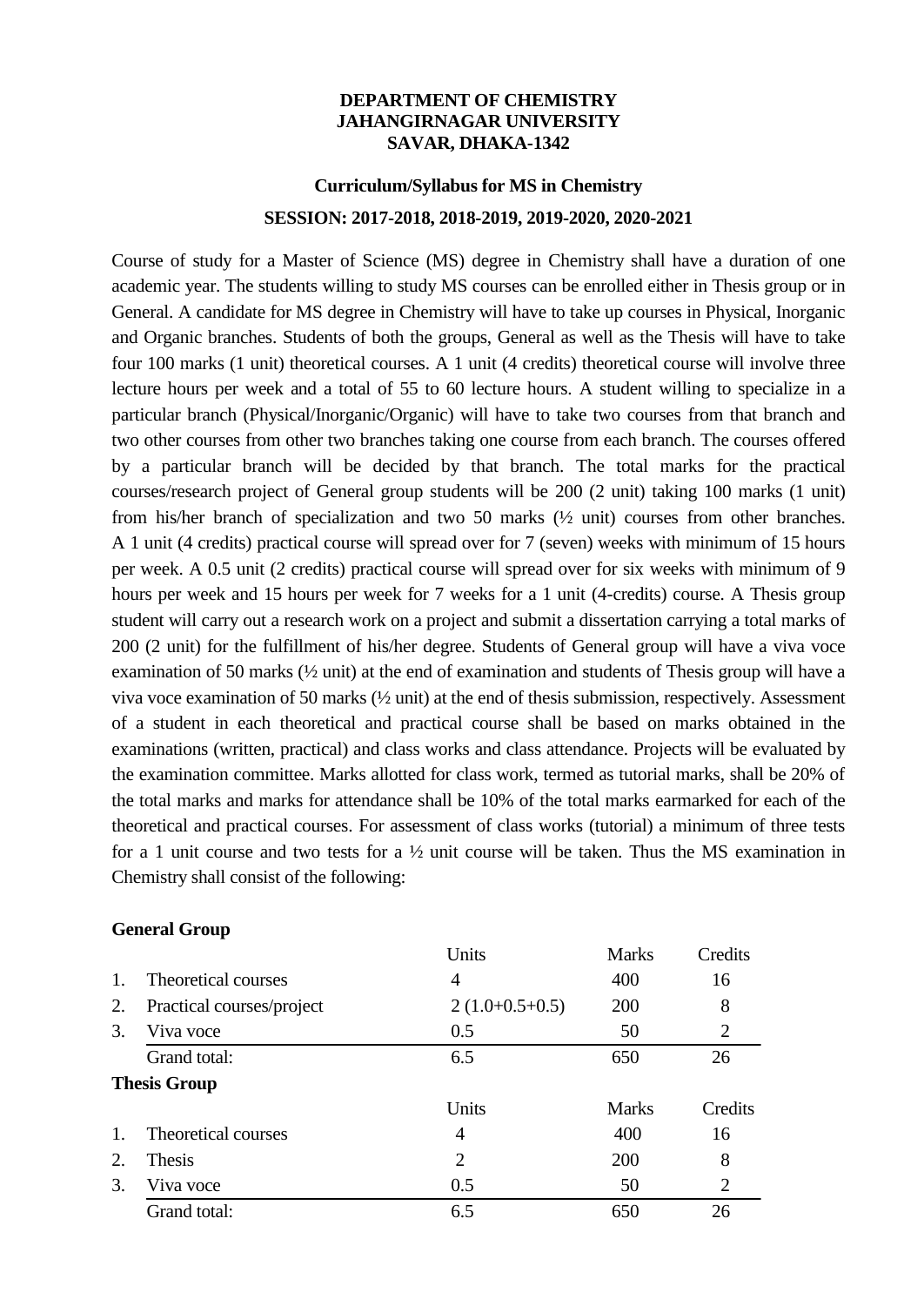# DEPARTMENT OF CHEMISTRY
# JAHANGIRNAGAR UNIVERSITY
# SAVAR, DHAKA-1342

## Curriculum/Syllabus for MS in Chemistry

## SESSION: 2017-2018, 2018-2019, 2019-2020, 2020-2021

Course of study for a Master of Science (MS) degree in Chemistry shall have a duration of one academic year. The students willing to study MS courses can be enrolled either in Thesis group or in General. A candidate for MS degree in Chemistry will have to take up courses in Physical, Inorganic and Organic branches. Students of both the groups, General as well as the Thesis will have to take four 100 marks (1 unit) theoretical courses. A 1 unit (4 credits) theoretical course will involve three lecture hours per week and a total of 55 to 60 lecture hours. A student willing to specialize in a particular branch (Physical/Inorganic/Organic) will have to take two courses from that branch and two other courses from other two branches taking one course from each branch. The courses offered by a particular branch will be decided by that branch. The total marks for the practical courses/research project of General group students will be 200 (2 unit) taking 100 marks (1 unit) from his/her branch of specialization and two 50 marks (½ unit) courses from other branches. A 1 unit (4 credits) practical course will spread over for 7 (seven) weeks with minimum of 15 hours per week. A 0.5 unit (2 credits) practical course will spread over for six weeks with minimum of 9 hours per week and 15 hours per week for 7 weeks for a 1 unit (4-credits) course. A Thesis group student will carry out a research work on a project and submit a dissertation carrying a total marks of 200 (2 unit) for the fulfillment of his/her degree. Students of General group will have a viva voce examination of 50 marks (½ unit) at the end of examination and students of Thesis group will have a viva voce examination of 50 marks (½ unit) at the end of thesis submission, respectively. Assessment of a student in each theoretical and practical course shall be based on marks obtained in the examinations (written, practical) and class works and class attendance. Projects will be evaluated by the examination committee. Marks allotted for class work, termed as tutorial marks, shall be 20% of the total marks and marks for attendance shall be 10% of the total marks earmarked for each of the theoretical and practical courses. For assessment of class works (tutorial) a minimum of three tests for a 1 unit course and two tests for a ½ unit course will be taken. Thus the MS examination in Chemistry shall consist of the following:

**General Group**

| | | Units | Marks | Credits |
|---|---|---|---|---|
| 1. | Theoretical courses | 4 | 400 | 16 |
| 2. | Practical courses/project | 2 (1.0+0.5+0.5) | 200 | 8 |
| 3. | Viva voce | 0.5 | 50 | 2 |
| | Grand total: | 6.5 | 650 | 26 |

**Thesis Group**

| | | Units | Marks | Credits |
|---|---|---|---|---|
| 1. | Theoretical courses | 4 | 400 | 16 |
| 2. | Thesis | 2 | 200 | 8 |
| 3. | Viva voce | 0.5 | 50 | 2 |
| | Grand total: | 6.5 | 650 | 26 |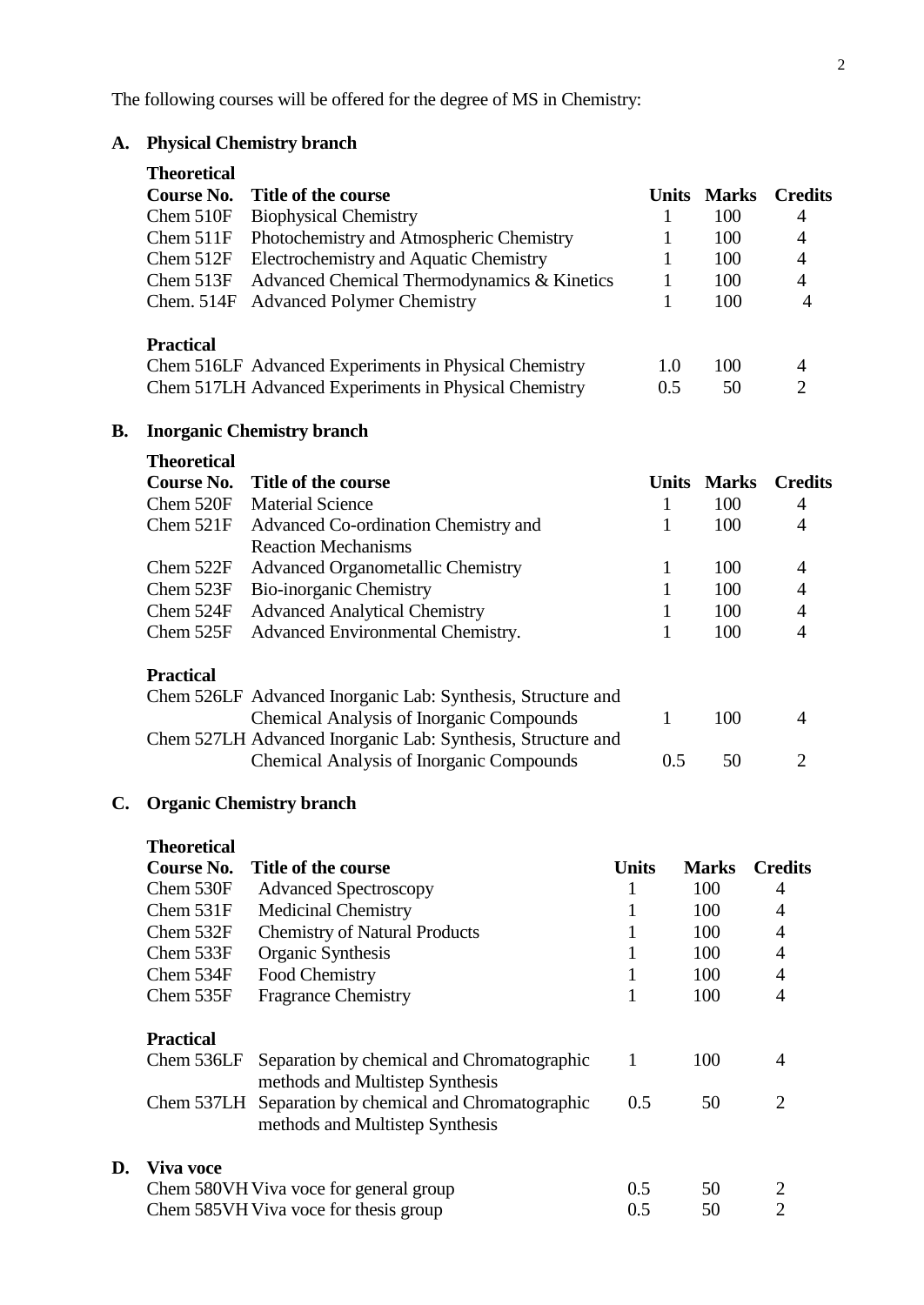The following courses will be offered for the degree of MS in Chemistry:

## A. Physical Chemistry branch

**Theoretical**

| Course No. | Title of the course | Units | Marks | Credits |
|---|---|---|---|---|
| Chem 510F | Biophysical Chemistry | 1 | 100 | 4 |
| Chem 511F | Photochemistry and Atmospheric Chemistry | 1 | 100 | 4 |
| Chem 512F | Electrochemistry and Aquatic Chemistry | 1 | 100 | 4 |
| Chem 513F | Advanced Chemical Thermodynamics & Kinetics | 1 | 100 | 4 |
| Chem. 514F | Advanced Polymer Chemistry | 1 | 100 | 4 |

**Practical**

| Course No. | Title of the course | Units | Marks | Credits |
|---|---|---|---|---|
| Chem 516LF | Advanced Experiments in Physical Chemistry | 1.0 | 100 | 4 |
| Chem 517LH | Advanced Experiments in Physical Chemistry | 0.5 | 50 | 2 |

## B. Inorganic Chemistry branch

**Theoretical**

| Course No. | Title of the course | Units | Marks | Credits |
|---|---|---|---|---|
| Chem 520F | Material Science | 1 | 100 | 4 |
| Chem 521F | Advanced Co-ordination Chemistry and Reaction Mechanisms | 1 | 100 | 4 |
| Chem 522F | Advanced Organometallic Chemistry | 1 | 100 | 4 |
| Chem 523F | Bio-inorganic Chemistry | 1 | 100 | 4 |
| Chem 524F | Advanced Analytical Chemistry | 1 | 100 | 4 |
| Chem 525F | Advanced Environmental Chemistry. | 1 | 100 | 4 |

**Practical**

| Course No. | Title of the course | Units | Marks | Credits |
|---|---|---|---|---|
| Chem 526LF | Advanced Inorganic Lab: Synthesis, Structure and Chemical Analysis of Inorganic Compounds | 1 | 100 | 4 |
| Chem 527LH | Advanced Inorganic Lab: Synthesis, Structure and Chemical Analysis of Inorganic Compounds | 0.5 | 50 | 2 |

## C. Organic Chemistry branch

**Theoretical**

| Course No. | Title of the course | Units | Marks | Credits |
|---|---|---|---|---|
| Chem 530F | Advanced Spectroscopy | 1 | 100 | 4 |
| Chem 531F | Medicinal Chemistry | 1 | 100 | 4 |
| Chem 532F | Chemistry of Natural Products | 1 | 100 | 4 |
| Chem 533F | Organic Synthesis | 1 | 100 | 4 |
| Chem 534F | Food Chemistry | 1 | 100 | 4 |
| Chem 535F | Fragrance Chemistry | 1 | 100 | 4 |

**Practical**

| Course No. | Title of the course | Units | Marks | Credits |
|---|---|---|---|---|
| Chem 536LF | Separation by chemical and Chromatographic methods and Multistep Synthesis | 1 | 100 | 4 |
| Chem 537LH | Separation by chemical and Chromatographic methods and Multistep Synthesis | 0.5 | 50 | 2 |

## D. Viva voce

| Course No. | Title of the course | Units | Marks | Credits |
|---|---|---|---|---|
| Chem 580VH | Viva voce for general group | 0.5 | 50 | 2 |
| Chem 585VH | Viva voce for thesis group | 0.5 | 50 | 2 |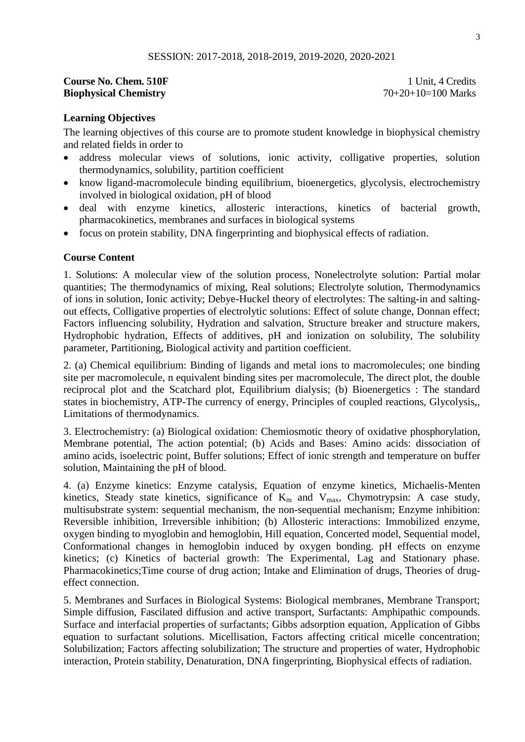SESSION: 2017-2018, 2018-2019, 2019-2020, 2020-2021

**Course No. Chem. 510F** 1 Unit, 4 Credits
**Biophysical Chemistry** 70+20+10=100 Marks

**Learning Objectives**

The learning objectives of this course are to promote student knowledge in biophysical chemistry and related fields in order to

- address molecular views of solutions, ionic activity, colligative properties, solution thermodynamics, solubility, partition coefficient
- know ligand-macromolecule binding equilibrium, bioenergetics, glycolysis, electrochemistry involved in biological oxidation, pH of blood
- deal with enzyme kinetics, allosteric interactions, kinetics of bacterial growth, pharmacokinetics, membranes and surfaces in biological systems
- focus on protein stability, DNA fingerprinting and biophysical effects of radiation.

**Course Content**

1. Solutions: A molecular view of the solution process, Nonelectrolyte solution: Partial molar quantities; The thermodynamics of mixing, Real solutions; Electrolyte solution, Thermodynamics of ions in solution, Ionic activity; Debye-Huckel theory of electrolytes: The salting-in and salting-out effects, Colligative properties of electrolytic solutions: Effect of solute change, Donnan effect; Factors influencing solubility, Hydration and salvation, Structure breaker and structure makers, Hydrophobic hydration, Effects of additives, pH and ionization on solubility, The solubility parameter, Partitioning, Biological activity and partition coefficient.

2. (a) Chemical equilibrium: Binding of ligands and metal ions to macromolecules; one binding site per macromolecule, n equivalent binding sites per macromolecule, The direct plot, the double reciprocal plot and the Scatchard plot, Equilibrium dialysis; (b) Bioenergetics : The standard states in biochemistry, ATP-The currency of energy, Principles of coupled reactions, Glycolysis,, Limitations of thermodynamics.

3. Electrochemistry: (a) Biological oxidation: Chemiosmotic theory of oxidative phosphorylation, Membrane potential, The action potential; (b) Acids and Bases: Amino acids: dissociation of amino acids, isoelectric point, Buffer solutions; Effect of ionic strength and temperature on buffer solution, Maintaining the pH of blood.

4. (a) Enzyme kinetics: Enzyme catalysis, Equation of enzyme kinetics, Michaelis-Menten kinetics, Steady state kinetics, significance of $K_m$ and $V_{max}$, Chymotrypsin: A case study, multisubstrate system: sequential mechanism, the non-sequential mechanism; Enzyme inhibition: Reversible inhibition, Irreversible inhibition; (b) Allosteric interactions: Immobilized enzyme, oxygen binding to myoglobin and hemoglobin, Hill equation, Concerted model, Sequential model, Conformational changes in hemoglobin induced by oxygen bonding. pH effects on enzyme kinetics; (c) Kinetics of bacterial growth: The Experimental, Lag and Stationary phase. Pharmacokinetics;Time course of drug action; Intake and Elimination of drugs, Theories of drug-effect connection.

5. Membranes and Surfaces in Biological Systems: Biological membranes, Membrane Transport; Simple diffusion, Fascilated diffusion and active transport, Surfactants: Amphipathic compounds. Surface and interfacial properties of surfactants; Gibbs adsorption equation, Application of Gibbs equation to surfactant solutions. Micellisation, Factors affecting critical micelle concentration; Solubilization; Factors affecting solubilization; The structure and properties of water, Hydrophobic interaction, Protein stability, Denaturation, DNA fingerprinting, Biophysical effects of radiation.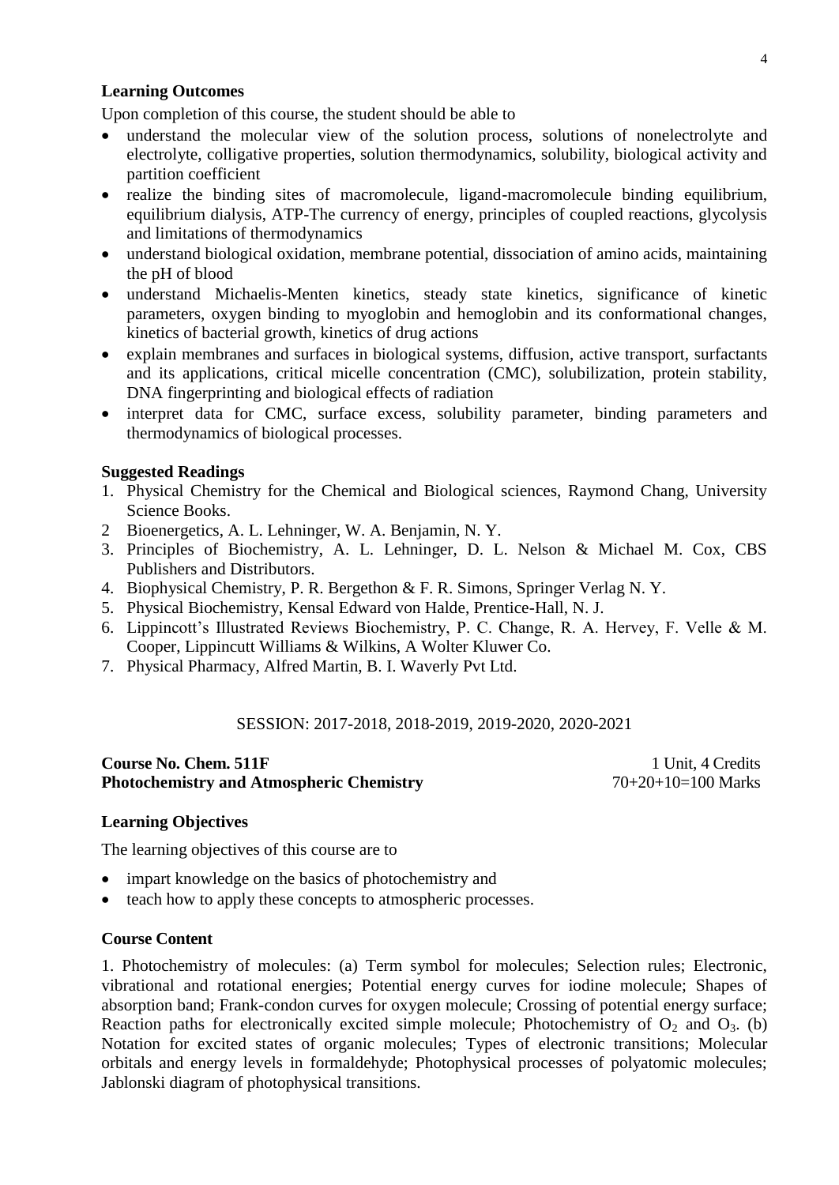**Learning Outcomes**

Upon completion of this course, the student should be able to

- understand the molecular view of the solution process, solutions of nonelectrolyte and electrolyte, colligative properties, solution thermodynamics, solubility, biological activity and partition coefficient
- realize the binding sites of macromolecule, ligand-macromolecule binding equilibrium, equilibrium dialysis, ATP-The currency of energy, principles of coupled reactions, glycolysis and limitations of thermodynamics
- understand biological oxidation, membrane potential, dissociation of amino acids, maintaining the pH of blood
- understand Michaelis-Menten kinetics, steady state kinetics, significance of kinetic parameters, oxygen binding to myoglobin and hemoglobin and its conformational changes, kinetics of bacterial growth, kinetics of drug actions
- explain membranes and surfaces in biological systems, diffusion, active transport, surfactants and its applications, critical micelle concentration (CMC), solubilization, protein stability, DNA fingerprinting and biological effects of radiation
- interpret data for CMC, surface excess, solubility parameter, binding parameters and thermodynamics of biological processes.

**Suggested Readings**

1. Physical Chemistry for the Chemical and Biological sciences, Raymond Chang, University Science Books.
2. Bioenergetics, A. L. Lehninger, W. A. Benjamin, N. Y.
3. Principles of Biochemistry, A. L. Lehninger, D. L. Nelson & Michael M. Cox, CBS Publishers and Distributors.
4. Biophysical Chemistry, P. R. Bergethon & F. R. Simons, Springer Verlag N. Y.
5. Physical Biochemistry, Kensal Edward von Halde, Prentice-Hall, N. J.
6. Lippincott's Illustrated Reviews Biochemistry, P. C. Change, R. A. Hervey, F. Velle & M. Cooper, Lippincutt Williams & Wilkins, A Wolter Kluwer Co.
7. Physical Pharmacy, Alfred Martin, B. I. Waverly Pvt Ltd.

SESSION: 2017-2018, 2018-2019, 2019-2020, 2020-2021

**Course No. Chem. 511F** — 1 Unit, 4 Credits
**Photochemistry and Atmospheric Chemistry** — 70+20+10=100 Marks

**Learning Objectives**

The learning objectives of this course are to

- impart knowledge on the basics of photochemistry and
- teach how to apply these concepts to atmospheric processes.

**Course Content**

1. Photochemistry of molecules: (a) Term symbol for molecules; Selection rules; Electronic, vibrational and rotational energies; Potential energy curves for iodine molecule; Shapes of absorption band; Frank-condon curves for oxygen molecule; Crossing of potential energy surface; Reaction paths for electronically excited simple molecule; Photochemistry of $O_2$ and $O_3$. (b) Notation for excited states of organic molecules; Types of electronic transitions; Molecular orbitals and energy levels in formaldehyde; Photophysical processes of polyatomic molecules; Jablonski diagram of photophysical transitions.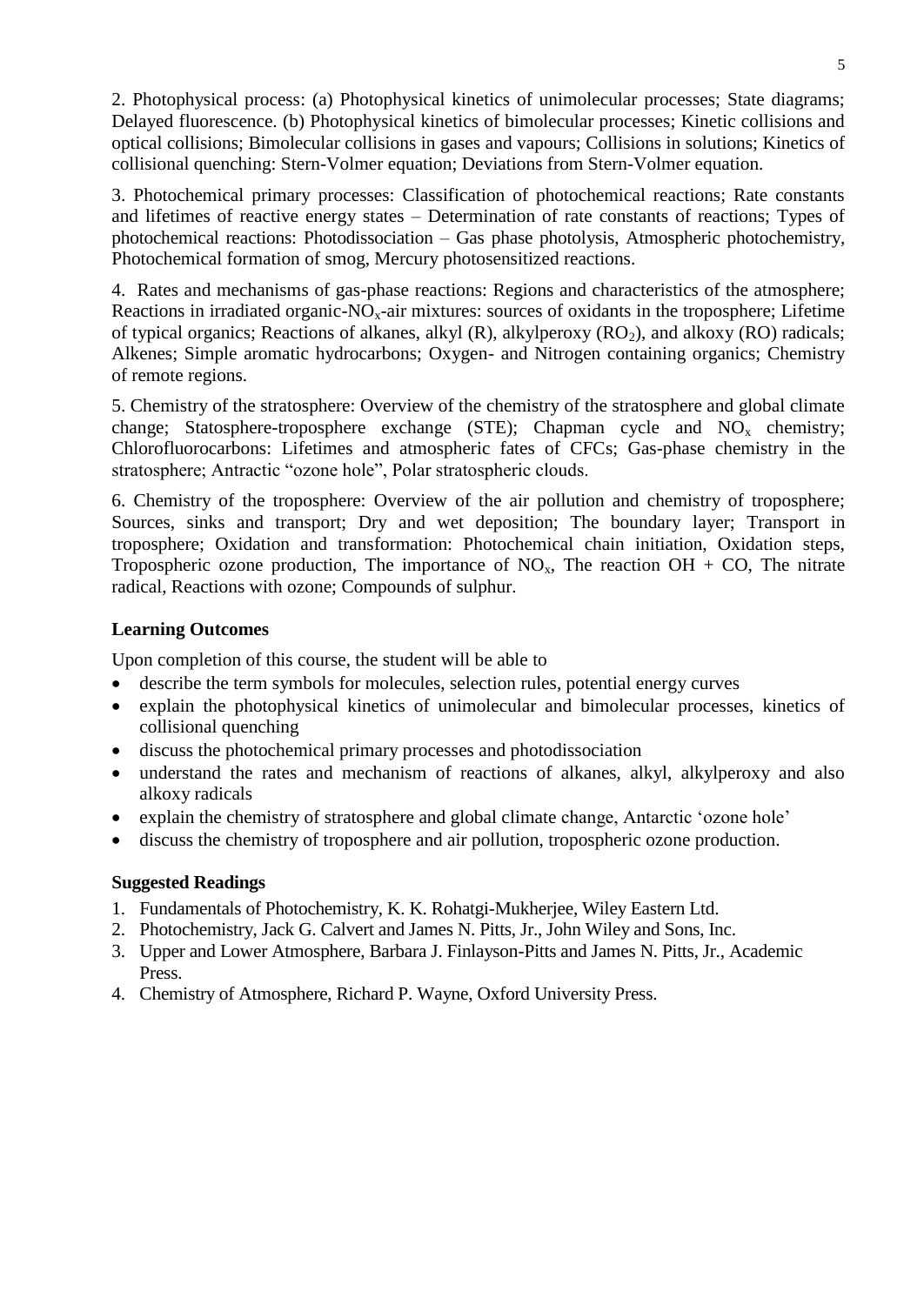2. Photophysical process: (a) Photophysical kinetics of unimolecular processes; State diagrams; Delayed fluorescence. (b) Photophysical kinetics of bimolecular processes; Kinetic collisions and optical collisions; Bimolecular collisions in gases and vapours; Collisions in solutions; Kinetics of collisional quenching: Stern-Volmer equation; Deviations from Stern-Volmer equation.

3. Photochemical primary processes: Classification of photochemical reactions; Rate constants and lifetimes of reactive energy states – Determination of rate constants of reactions; Types of photochemical reactions: Photodissociation – Gas phase photolysis, Atmospheric photochemistry, Photochemical formation of smog, Mercury photosensitized reactions.

4. Rates and mechanisms of gas-phase reactions: Regions and characteristics of the atmosphere; Reactions in irradiated organic-$NO_x$-air mixtures: sources of oxidants in the troposphere; Lifetime of typical organics; Reactions of alkanes, alkyl (R), alkylperoxy ($RO_2$), and alkoxy (RO) radicals; Alkenes; Simple aromatic hydrocarbons; Oxygen- and Nitrogen containing organics; Chemistry of remote regions.

5. Chemistry of the stratosphere: Overview of the chemistry of the stratosphere and global climate change; Statosphere-troposphere exchange (STE); Chapman cycle and $NO_x$ chemistry; Chlorofluorocarbons: Lifetimes and atmospheric fates of CFCs; Gas-phase chemistry in the stratosphere; Antractic "ozone hole", Polar stratospheric clouds.

6. Chemistry of the troposphere: Overview of the air pollution and chemistry of troposphere; Sources, sinks and transport; Dry and wet deposition; The boundary layer; Transport in troposphere; Oxidation and transformation: Photochemical chain initiation, Oxidation steps, Tropospheric ozone production, The importance of $NO_x$, The reaction OH + CO, The nitrate radical, Reactions with ozone; Compounds of sulphur.

### Learning Outcomes

Upon completion of this course, the student will be able to

- describe the term symbols for molecules, selection rules, potential energy curves
- explain the photophysical kinetics of unimolecular and bimolecular processes, kinetics of collisional quenching
- discuss the photochemical primary processes and photodissociation
- understand the rates and mechanism of reactions of alkanes, alkyl, alkylperoxy and also alkoxy radicals
- explain the chemistry of stratosphere and global climate change, Antarctic 'ozone hole'
- discuss the chemistry of troposphere and air pollution, tropospheric ozone production.

### Suggested Readings

1. Fundamentals of Photochemistry, K. K. Rohatgi-Mukherjee, Wiley Eastern Ltd.
2. Photochemistry, Jack G. Calvert and James N. Pitts, Jr., John Wiley and Sons, Inc.
3. Upper and Lower Atmosphere, Barbara J. Finlayson-Pitts and James N. Pitts, Jr., Academic Press.
4. Chemistry of Atmosphere, Richard P. Wayne, Oxford University Press.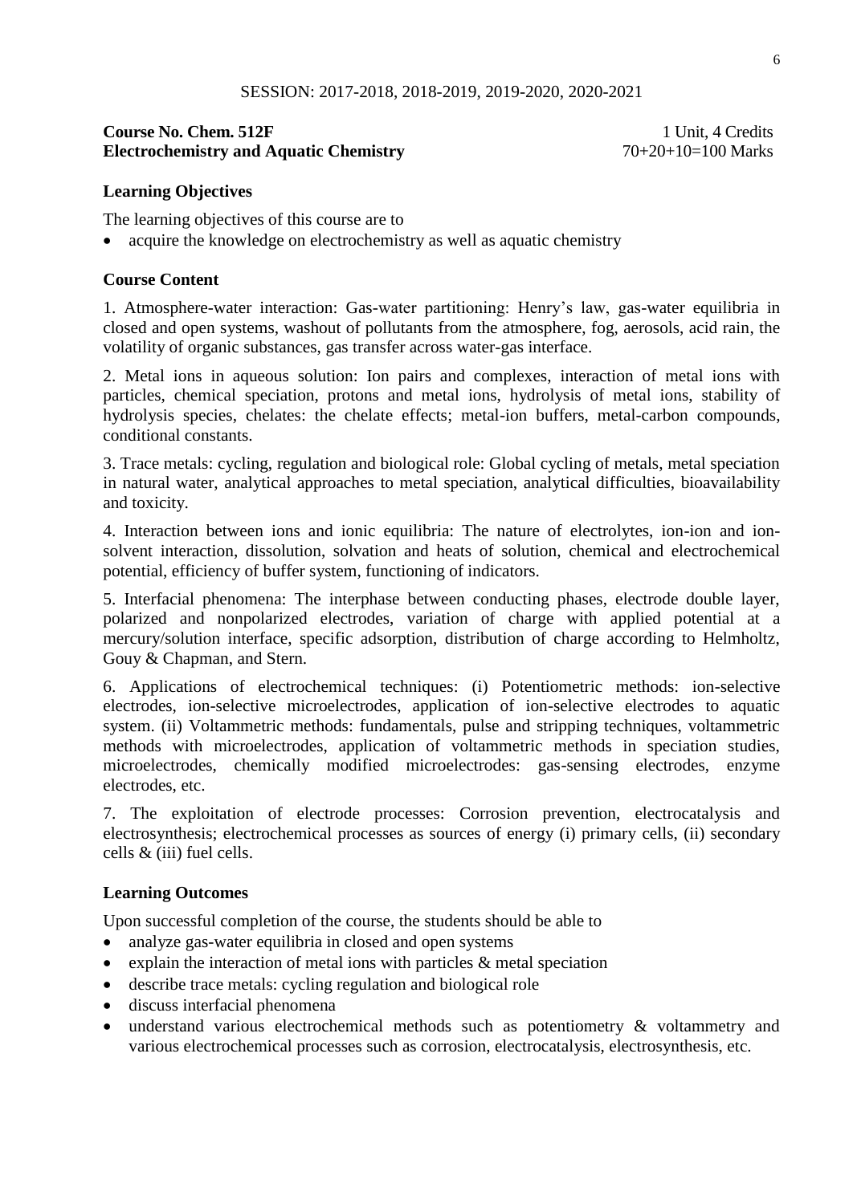SESSION: 2017-2018, 2018-2019, 2019-2020, 2020-2021

**Course No. Chem. 512F** 1 Unit, 4 Credits
**Electrochemistry and Aquatic Chemistry** 70+20+10=100 Marks

## Learning Objectives

The learning objectives of this course are to

- acquire the knowledge on electrochemistry as well as aquatic chemistry

## Course Content

1. Atmosphere-water interaction: Gas-water partitioning: Henry's law, gas-water equilibria in closed and open systems, washout of pollutants from the atmosphere, fog, aerosols, acid rain, the volatility of organic substances, gas transfer across water-gas interface.

2. Metal ions in aqueous solution: Ion pairs and complexes, interaction of metal ions with particles, chemical speciation, protons and metal ions, hydrolysis of metal ions, stability of hydrolysis species, chelates: the chelate effects; metal-ion buffers, metal-carbon compounds, conditional constants.

3. Trace metals: cycling, regulation and biological role: Global cycling of metals, metal speciation in natural water, analytical approaches to metal speciation, analytical difficulties, bioavailability and toxicity.

4. Interaction between ions and ionic equilibria: The nature of electrolytes, ion-ion and ion-solvent interaction, dissolution, solvation and heats of solution, chemical and electrochemical potential, efficiency of buffer system, functioning of indicators.

5. Interfacial phenomena: The interphase between conducting phases, electrode double layer, polarized and nonpolarized electrodes, variation of charge with applied potential at a mercury/solution interface, specific adsorption, distribution of charge according to Helmholtz, Gouy & Chapman, and Stern.

6. Applications of electrochemical techniques: (i) Potentiometric methods: ion-selective electrodes, ion-selective microelectrodes, application of ion-selective electrodes to aquatic system. (ii) Voltammetric methods: fundamentals, pulse and stripping techniques, voltammetric methods with microelectrodes, application of voltammetric methods in speciation studies, microelectrodes, chemically modified microelectrodes: gas-sensing electrodes, enzyme electrodes, etc.

7. The exploitation of electrode processes: Corrosion prevention, electrocatalysis and electrosynthesis; electrochemical processes as sources of energy (i) primary cells, (ii) secondary cells & (iii) fuel cells.

## Learning Outcomes

Upon successful completion of the course, the students should be able to

- analyze gas-water equilibria in closed and open systems
- explain the interaction of metal ions with particles & metal speciation
- describe trace metals: cycling regulation and biological role
- discuss interfacial phenomena
- understand various electrochemical methods such as potentiometry & voltammetry and various electrochemical processes such as corrosion, electrocatalysis, electrosynthesis, etc.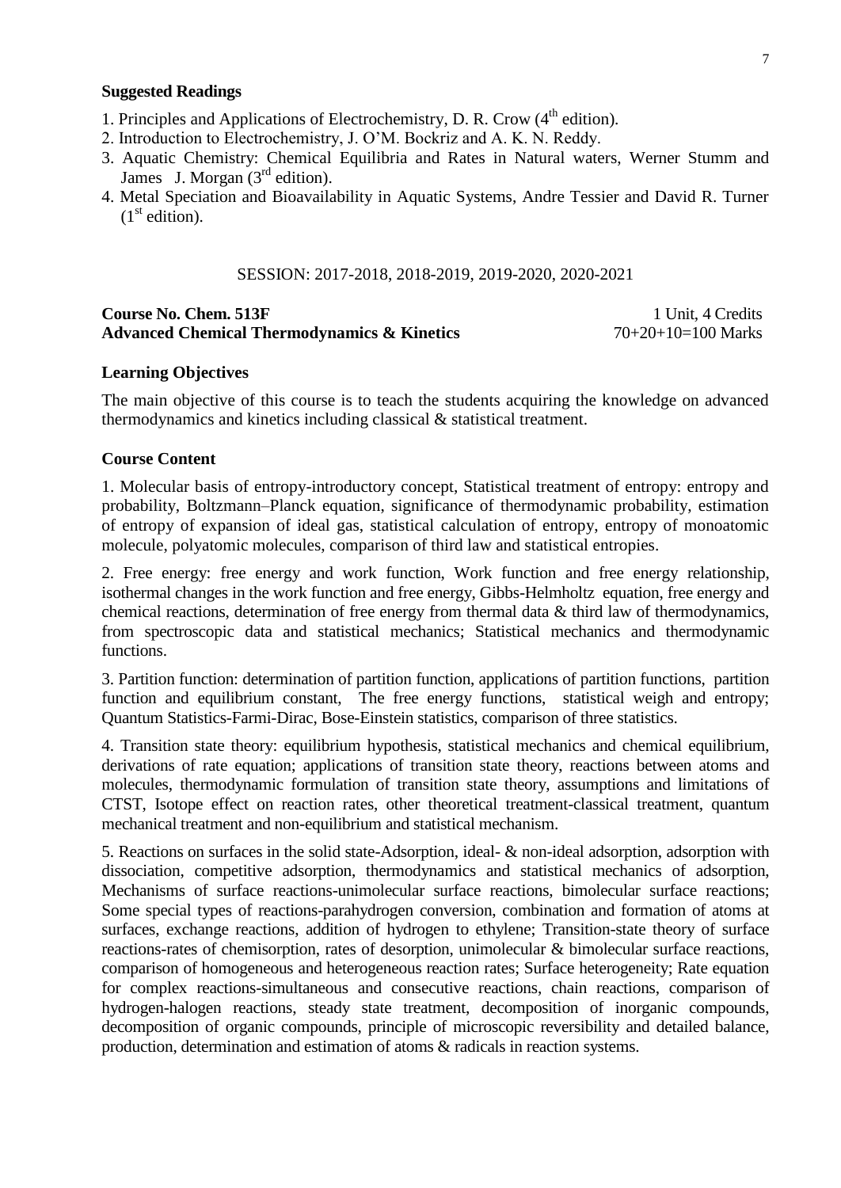**Suggested Readings**

1. Principles and Applications of Electrochemistry, D. R. Crow (4th edition).
2. Introduction to Electrochemistry, J. O'M. Bockriz and A. K. N. Reddy.
3. Aquatic Chemistry: Chemical Equilibria and Rates in Natural waters, Werner Stumm and James J. Morgan (3rd edition).
4. Metal Speciation and Bioavailability in Aquatic Systems, Andre Tessier and David R. Turner (1st edition).

SESSION: 2017-2018, 2018-2019, 2019-2020, 2020-2021

**Course No. Chem. 513F** 1 Unit, 4 Credits
**Advanced Chemical Thermodynamics & Kinetics** 70+20+10=100 Marks

**Learning Objectives**

The main objective of this course is to teach the students acquiring the knowledge on advanced thermodynamics and kinetics including classical & statistical treatment.

**Course Content**

1. Molecular basis of entropy-introductory concept, Statistical treatment of entropy: entropy and probability, Boltzmann–Planck equation, significance of thermodynamic probability, estimation of entropy of expansion of ideal gas, statistical calculation of entropy, entropy of monoatomic molecule, polyatomic molecules, comparison of third law and statistical entropies.

2. Free energy: free energy and work function, Work function and free energy relationship, isothermal changes in the work function and free energy, Gibbs-Helmholtz equation, free energy and chemical reactions, determination of free energy from thermal data & third law of thermodynamics, from spectroscopic data and statistical mechanics; Statistical mechanics and thermodynamic functions.

3. Partition function: determination of partition function, applications of partition functions, partition function and equilibrium constant, The free energy functions, statistical weigh and entropy; Quantum Statistics-Farmi-Dirac, Bose-Einstein statistics, comparison of three statistics.

4. Transition state theory: equilibrium hypothesis, statistical mechanics and chemical equilibrium, derivations of rate equation; applications of transition state theory, reactions between atoms and molecules, thermodynamic formulation of transition state theory, assumptions and limitations of CTST, Isotope effect on reaction rates, other theoretical treatment-classical treatment, quantum mechanical treatment and non-equilibrium and statistical mechanism.

5. Reactions on surfaces in the solid state-Adsorption, ideal- & non-ideal adsorption, adsorption with dissociation, competitive adsorption, thermodynamics and statistical mechanics of adsorption, Mechanisms of surface reactions-unimolecular surface reactions, bimolecular surface reactions; Some special types of reactions-parahydrogen conversion, combination and formation of atoms at surfaces, exchange reactions, addition of hydrogen to ethylene; Transition-state theory of surface reactions-rates of chemisorption, rates of desorption, unimolecular & bimolecular surface reactions, comparison of homogeneous and heterogeneous reaction rates; Surface heterogeneity; Rate equation for complex reactions-simultaneous and consecutive reactions, chain reactions, comparison of hydrogen-halogen reactions, steady state treatment, decomposition of inorganic compounds, decomposition of organic compounds, principle of microscopic reversibility and detailed balance, production, determination and estimation of atoms & radicals in reaction systems.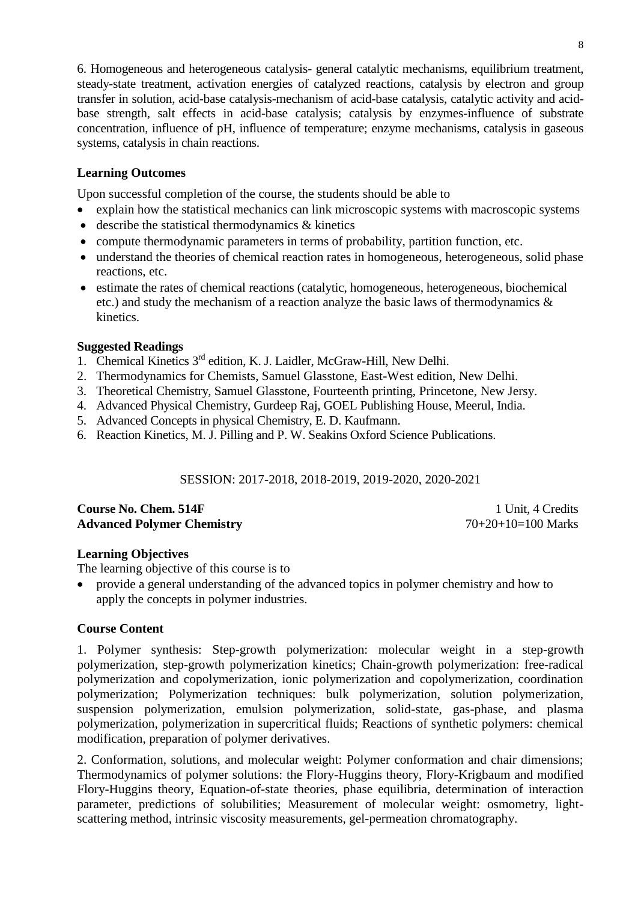6. Homogeneous and heterogeneous catalysis- general catalytic mechanisms, equilibrium treatment, steady-state treatment, activation energies of catalyzed reactions, catalysis by electron and group transfer in solution, acid-base catalysis-mechanism of acid-base catalysis, catalytic activity and acid-base strength, salt effects in acid-base catalysis; catalysis by enzymes-influence of substrate concentration, influence of pH, influence of temperature; enzyme mechanisms, catalysis in gaseous systems, catalysis in chain reactions.

**Learning Outcomes**

Upon successful completion of the course, the students should be able to

- explain how the statistical mechanics can link microscopic systems with macroscopic systems
- describe the statistical thermodynamics & kinetics
- compute thermodynamic parameters in terms of probability, partition function, etc.
- understand the theories of chemical reaction rates in homogeneous, heterogeneous, solid phase reactions, etc.
- estimate the rates of chemical reactions (catalytic, homogeneous, heterogeneous, biochemical etc.) and study the mechanism of a reaction analyze the basic laws of thermodynamics & kinetics.

**Suggested Readings**

1. Chemical Kinetics 3rd edition, K. J. Laidler, McGraw-Hill, New Delhi.
2. Thermodynamics for Chemists, Samuel Glasstone, East-West edition, New Delhi.
3. Theoretical Chemistry, Samuel Glasstone, Fourteenth printing, Princetone, New Jersy.
4. Advanced Physical Chemistry, Gurdeep Raj, GOEL Publishing House, Meerul, India.
5. Advanced Concepts in physical Chemistry, E. D. Kaufmann.
6. Reaction Kinetics, M. J. Pilling and P. W. Seakins Oxford Science Publications.

SESSION: 2017-2018, 2018-2019, 2019-2020, 2020-2021

**Course No. Chem. 514F** 1 Unit, 4 Credits
**Advanced Polymer Chemistry** 70+20+10=100 Marks

**Learning Objectives**

The learning objective of this course is to

- provide a general understanding of the advanced topics in polymer chemistry and how to apply the concepts in polymer industries.

**Course Content**

1. Polymer synthesis: Step-growth polymerization: molecular weight in a step-growth polymerization, step-growth polymerization kinetics; Chain-growth polymerization: free-radical polymerization and copolymerization, ionic polymerization and copolymerization, coordination polymerization; Polymerization techniques: bulk polymerization, solution polymerization, suspension polymerization, emulsion polymerization, solid-state, gas-phase, and plasma polymerization, polymerization in supercritical fluids; Reactions of synthetic polymers: chemical modification, preparation of polymer derivatives.

2. Conformation, solutions, and molecular weight: Polymer conformation and chair dimensions; Thermodynamics of polymer solutions: the Flory-Huggins theory, Flory-Krigbaum and modified Flory-Huggins theory, Equation-of-state theories, phase equilibria, determination of interaction parameter, predictions of solubilities; Measurement of molecular weight: osmometry, light-scattering method, intrinsic viscosity measurements, gel-permeation chromatography.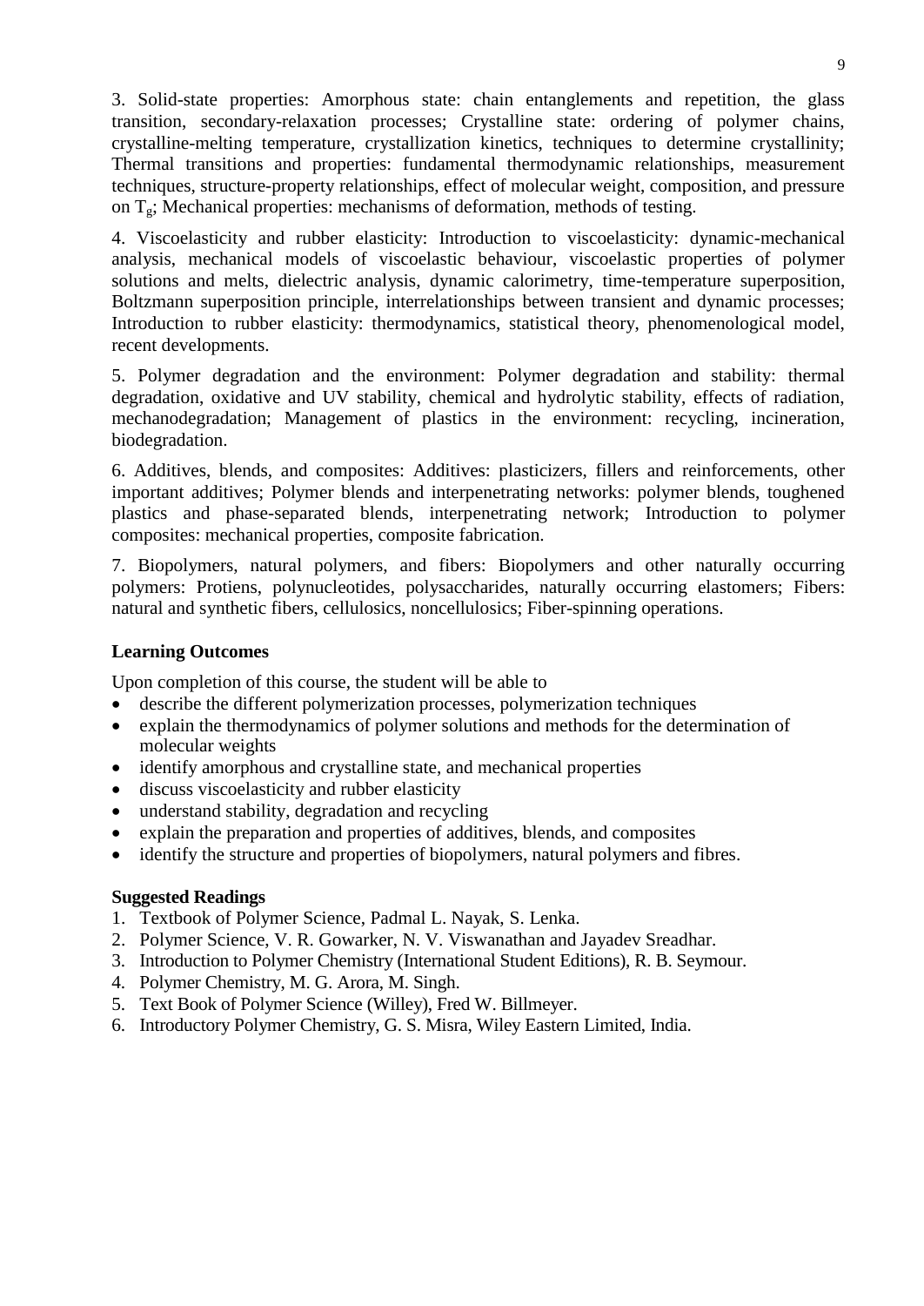3. Solid-state properties: Amorphous state: chain entanglements and repetition, the glass transition, secondary-relaxation processes; Crystalline state: ordering of polymer chains, crystalline-melting temperature, crystallization kinetics, techniques to determine crystallinity; Thermal transitions and properties: fundamental thermodynamic relationships, measurement techniques, structure-property relationships, effect of molecular weight, composition, and pressure on $T_g$; Mechanical properties: mechanisms of deformation, methods of testing.

4. Viscoelasticity and rubber elasticity: Introduction to viscoelasticity: dynamic-mechanical analysis, mechanical models of viscoelastic behaviour, viscoelastic properties of polymer solutions and melts, dielectric analysis, dynamic calorimetry, time-temperature superposition, Boltzmann superposition principle, interrelationships between transient and dynamic processes; Introduction to rubber elasticity: thermodynamics, statistical theory, phenomenological model, recent developments.

5. Polymer degradation and the environment: Polymer degradation and stability: thermal degradation, oxidative and UV stability, chemical and hydrolytic stability, effects of radiation, mechanodegradation; Management of plastics in the environment: recycling, incineration, biodegradation.

6. Additives, blends, and composites: Additives: plasticizers, fillers and reinforcements, other important additives; Polymer blends and interpenetrating networks: polymer blends, toughened plastics and phase-separated blends, interpenetrating network; Introduction to polymer composites: mechanical properties, composite fabrication.

7. Biopolymers, natural polymers, and fibers: Biopolymers and other naturally occurring polymers: Protiens, polynucleotides, polysaccharides, naturally occurring elastomers; Fibers: natural and synthetic fibers, cellulosics, noncellulosics; Fiber-spinning operations.

**Learning Outcomes**

Upon completion of this course, the student will be able to

- describe the different polymerization processes, polymerization techniques
- explain the thermodynamics of polymer solutions and methods for the determination of molecular weights
- identify amorphous and crystalline state, and mechanical properties
- discuss viscoelasticity and rubber elasticity
- understand stability, degradation and recycling
- explain the preparation and properties of additives, blends, and composites
- identify the structure and properties of biopolymers, natural polymers and fibres.

**Suggested Readings**

1. Textbook of Polymer Science, Padmal L. Nayak, S. Lenka.
2. Polymer Science, V. R. Gowarker, N. V. Viswanathan and Jayadev Sreadhar.
3. Introduction to Polymer Chemistry (International Student Editions), R. B. Seymour.
4. Polymer Chemistry, M. G. Arora, M. Singh.
5. Text Book of Polymer Science (Willey), Fred W. Billmeyer.
6. Introductory Polymer Chemistry, G. S. Misra, Wiley Eastern Limited, India.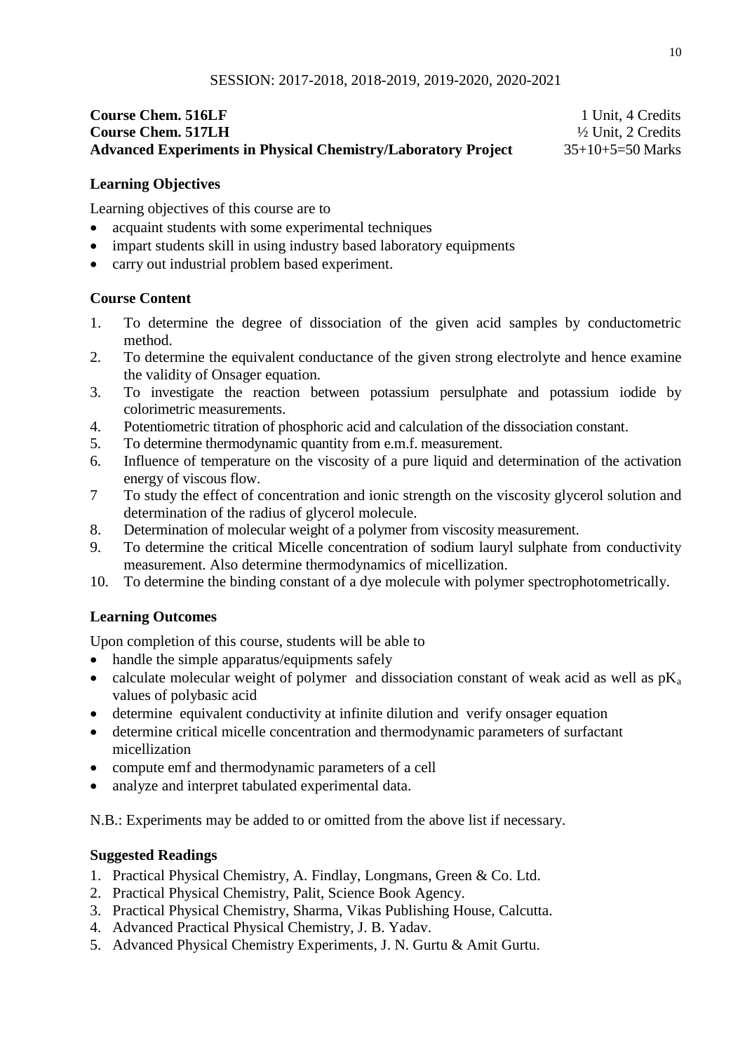SESSION: 2017-2018, 2018-2019, 2019-2020, 2020-2021

**Course Chem. 516LF** 1 Unit, 4 Credits
**Course Chem. 517LH** ½ Unit, 2 Credits
**Advanced Experiments in Physical Chemistry/Laboratory Project** 35+10+5=50 Marks

**Learning Objectives**

Learning objectives of this course are to

- acquaint students with some experimental techniques
- impart students skill in using industry based laboratory equipments
- carry out industrial problem based experiment.

**Course Content**

1. To determine the degree of dissociation of the given acid samples by conductometric method.
2. To determine the equivalent conductance of the given strong electrolyte and hence examine the validity of Onsager equation.
3. To investigate the reaction between potassium persulphate and potassium iodide by colorimetric measurements.
4. Potentiometric titration of phosphoric acid and calculation of the dissociation constant.
5. To determine thermodynamic quantity from e.m.f. measurement.
6. Influence of temperature on the viscosity of a pure liquid and determination of the activation energy of viscous flow.
7. To study the effect of concentration and ionic strength on the viscosity glycerol solution and determination of the radius of glycerol molecule.
8. Determination of molecular weight of a polymer from viscosity measurement.
9. To determine the critical Micelle concentration of sodium lauryl sulphate from conductivity measurement. Also determine thermodynamics of micellization.
10. To determine the binding constant of a dye molecule with polymer spectrophotometrically.

**Learning Outcomes**

Upon completion of this course, students will be able to

- handle the simple apparatus/equipments safely
- calculate molecular weight of polymer and dissociation constant of weak acid as well as $pK_a$ values of polybasic acid
- determine equivalent conductivity at infinite dilution and verify onsager equation
- determine critical micelle concentration and thermodynamic parameters of surfactant micellization
- compute emf and thermodynamic parameters of a cell
- analyze and interpret tabulated experimental data.

N.B.: Experiments may be added to or omitted from the above list if necessary.

**Suggested Readings**

1. Practical Physical Chemistry, A. Findlay, Longmans, Green & Co. Ltd.
2. Practical Physical Chemistry, Palit, Science Book Agency.
3. Practical Physical Chemistry, Sharma, Vikas Publishing House, Calcutta.
4. Advanced Practical Physical Chemistry, J. B. Yadav.
5. Advanced Physical Chemistry Experiments, J. N. Gurtu & Amit Gurtu.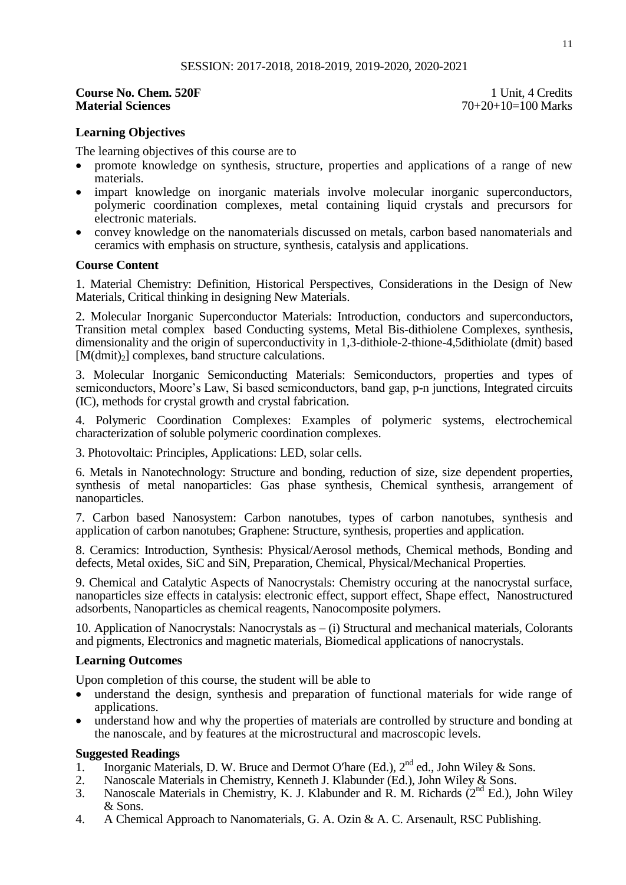SESSION: 2017-2018, 2018-2019, 2019-2020, 2020-2021

**Course No. Chem. 520F** 1 Unit, 4 Credits
**Material Sciences** 70+20+10=100 Marks

### Learning Objectives

The learning objectives of this course are to

- promote knowledge on synthesis, structure, properties and applications of a range of new materials.
- impart knowledge on inorganic materials involve molecular inorganic superconductors, polymeric coordination complexes, metal containing liquid crystals and precursors for electronic materials.
- convey knowledge on the nanomaterials discussed on metals, carbon based nanomaterials and ceramics with emphasis on structure, synthesis, catalysis and applications.

### Course Content

1. Material Chemistry: Definition, Historical Perspectives, Considerations in the Design of New Materials, Critical thinking in designing New Materials.

2. Molecular Inorganic Superconductor Materials: Introduction, conductors and superconductors, Transition metal complex based Conducting systems, Metal Bis-dithiolene Complexes, synthesis, dimensionality and the origin of superconductivity in 1,3-dithiole-2-thione-4,5dithiolate (dmit) based $[M(dmit)_2]$ complexes, band structure calculations.

3. Molecular Inorganic Semiconducting Materials: Semiconductors, properties and types of semiconductors, Moore's Law, Si based semiconductors, band gap, p-n junctions, Integrated circuits (IC), methods for crystal growth and crystal fabrication.

4. Polymeric Coordination Complexes: Examples of polymeric systems, electrochemical characterization of soluble polymeric coordination complexes.

3. Photovoltaic: Principles, Applications: LED, solar cells.

6. Metals in Nanotechnology: Structure and bonding, reduction of size, size dependent properties, synthesis of metal nanoparticles: Gas phase synthesis, Chemical synthesis, arrangement of nanoparticles.

7. Carbon based Nanosystem: Carbon nanotubes, types of carbon nanotubes, synthesis and application of carbon nanotubes; Graphene: Structure, synthesis, properties and application.

8. Ceramics: Introduction, Synthesis: Physical/Aerosol methods, Chemical methods, Bonding and defects, Metal oxides, SiC and SiN, Preparation, Chemical, Physical/Mechanical Properties.

9. Chemical and Catalytic Aspects of Nanocrystals: Chemistry occuring at the nanocrystal surface, nanoparticles size effects in catalysis: electronic effect, support effect, Shape effect, Nanostructured adsorbents, Nanoparticles as chemical reagents, Nanocomposite polymers.

10. Application of Nanocrystals: Nanocrystals as – (i) Structural and mechanical materials, Colorants and pigments, Electronics and magnetic materials, Biomedical applications of nanocrystals.

### Learning Outcomes

Upon completion of this course, the student will be able to

- understand the design, synthesis and preparation of functional materials for wide range of applications.
- understand how and why the properties of materials are controlled by structure and bonding at the nanoscale, and by features at the microstructural and macroscopic levels.

### Suggested Readings

1. Inorganic Materials, D. W. Bruce and Dermot O′hare (Ed.), 2nd ed., John Wiley & Sons.
2. Nanoscale Materials in Chemistry, Kenneth J. Klabunder (Ed.), John Wiley & Sons.
3. Nanoscale Materials in Chemistry, K. J. Klabunder and R. M. Richards (2nd Ed.), John Wiley & Sons.
4. A Chemical Approach to Nanomaterials, G. A. Ozin & A. C. Arsenault, RSC Publishing.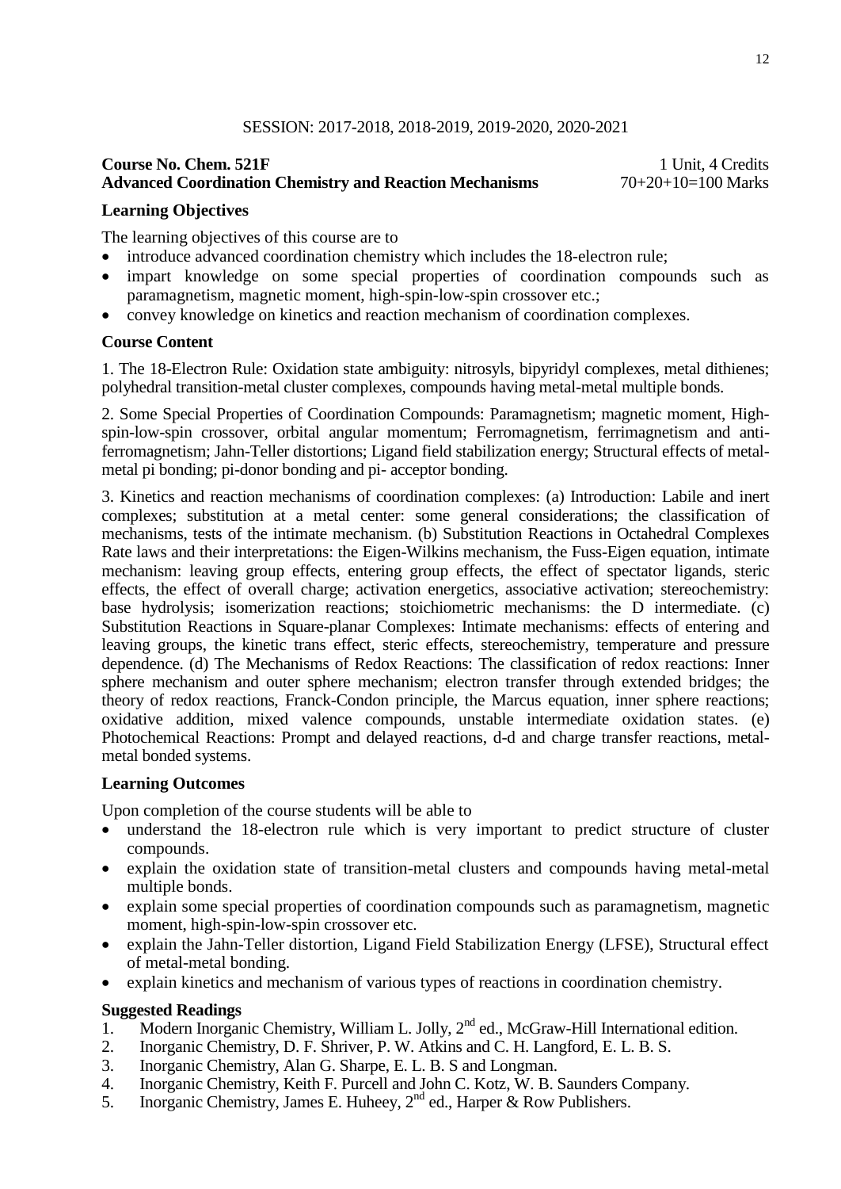SESSION: 2017-2018, 2018-2019, 2019-2020, 2020-2021

**Course No. Chem. 521F** 1 Unit, 4 Credits
**Advanced Coordination Chemistry and Reaction Mechanisms** 70+20+10=100 Marks

**Learning Objectives**

The learning objectives of this course are to

- introduce advanced coordination chemistry which includes the 18-electron rule;
- impart knowledge on some special properties of coordination compounds such as paramagnetism, magnetic moment, high-spin-low-spin crossover etc.;
- convey knowledge on kinetics and reaction mechanism of coordination complexes.

**Course Content**

1. The 18-Electron Rule: Oxidation state ambiguity: nitrosyls, bipyridyl complexes, metal dithienes; polyhedral transition-metal cluster complexes, compounds having metal-metal multiple bonds.

2. Some Special Properties of Coordination Compounds: Paramagnetism; magnetic moment, High-spin-low-spin crossover, orbital angular momentum; Ferromagnetism, ferrimagnetism and anti-ferromagnetism; Jahn-Teller distortions; Ligand field stabilization energy; Structural effects of metal-metal pi bonding; pi-donor bonding and pi- acceptor bonding.

3. Kinetics and reaction mechanisms of coordination complexes: (a) Introduction: Labile and inert complexes; substitution at a metal center: some general considerations; the classification of mechanisms, tests of the intimate mechanism. (b) Substitution Reactions in Octahedral Complexes Rate laws and their interpretations: the Eigen-Wilkins mechanism, the Fuss-Eigen equation, intimate mechanism: leaving group effects, entering group effects, the effect of spectator ligands, steric effects, the effect of overall charge; activation energetics, associative activation; stereochemistry: base hydrolysis; isomerization reactions; stoichiometric mechanisms: the D intermediate. (c) Substitution Reactions in Square-planar Complexes: Intimate mechanisms: effects of entering and leaving groups, the kinetic trans effect, steric effects, stereochemistry, temperature and pressure dependence. (d) The Mechanisms of Redox Reactions: The classification of redox reactions: Inner sphere mechanism and outer sphere mechanism; electron transfer through extended bridges; the theory of redox reactions, Franck-Condon principle, the Marcus equation, inner sphere reactions; oxidative addition, mixed valence compounds, unstable intermediate oxidation states. (e) Photochemical Reactions: Prompt and delayed reactions, d-d and charge transfer reactions, metal-metal bonded systems.

**Learning Outcomes**

Upon completion of the course students will be able to

- understand the 18-electron rule which is very important to predict structure of cluster compounds.
- explain the oxidation state of transition-metal clusters and compounds having metal-metal multiple bonds.
- explain some special properties of coordination compounds such as paramagnetism, magnetic moment, high-spin-low-spin crossover etc.
- explain the Jahn-Teller distortion, Ligand Field Stabilization Energy (LFSE), Structural effect of metal-metal bonding.
- explain kinetics and mechanism of various types of reactions in coordination chemistry.

**Suggested Readings**

1. Modern Inorganic Chemistry, William L. Jolly, 2nd ed., McGraw-Hill International edition.
2. Inorganic Chemistry, D. F. Shriver, P. W. Atkins and C. H. Langford, E. L. B. S.
3. Inorganic Chemistry, Alan G. Sharpe, E. L. B. S and Longman.
4. Inorganic Chemistry, Keith F. Purcell and John C. Kotz, W. B. Saunders Company.
5. Inorganic Chemistry, James E. Huheey, 2nd ed., Harper & Row Publishers.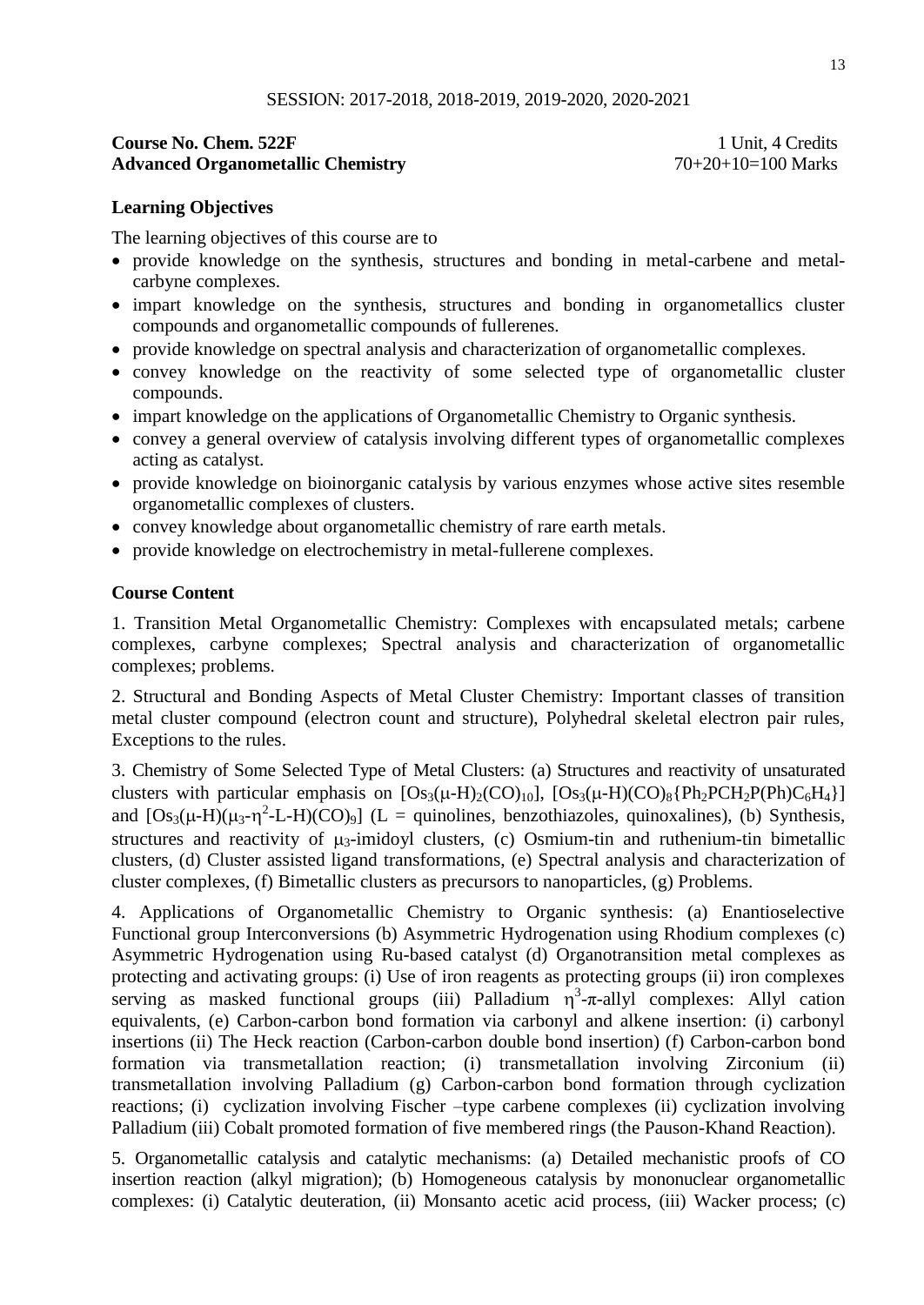SESSION: 2017-2018, 2018-2019, 2019-2020, 2020-2021

**Course No. Chem. 522F** 1 Unit, 4 Credits
**Advanced Organometallic Chemistry** 70+20+10=100 Marks

**Learning Objectives**

The learning objectives of this course are to

- provide knowledge on the synthesis, structures and bonding in metal-carbene and metal-carbyne complexes.
- impart knowledge on the synthesis, structures and bonding in organometallics cluster compounds and organometallic compounds of fullerenes.
- provide knowledge on spectral analysis and characterization of organometallic complexes.
- convey knowledge on the reactivity of some selected type of organometallic cluster compounds.
- impart knowledge on the applications of Organometallic Chemistry to Organic synthesis.
- convey a general overview of catalysis involving different types of organometallic complexes acting as catalyst.
- provide knowledge on bioinorganic catalysis by various enzymes whose active sites resemble organometallic complexes of clusters.
- convey knowledge about organometallic chemistry of rare earth metals.
- provide knowledge on electrochemistry in metal-fullerene complexes.

**Course Content**

1. Transition Metal Organometallic Chemistry: Complexes with encapsulated metals; carbene complexes, carbyne complexes; Spectral analysis and characterization of organometallic complexes; problems.

2. Structural and Bonding Aspects of Metal Cluster Chemistry: Important classes of transition metal cluster compound (electron count and structure), Polyhedral skeletal electron pair rules, Exceptions to the rules.

3. Chemistry of Some Selected Type of Metal Clusters: (a) Structures and reactivity of unsaturated clusters with particular emphasis on $[Os_3(\mu\text{-}H)_2(CO)_{10}]$, $[Os_3(\mu\text{-}H)(CO)_8\{Ph_2PCH_2P(Ph)C_6H_4\}]$ and $[Os_3(\mu\text{-}H)(\mu_3\text{-}\eta^2\text{-}L\text{-}H)(CO)_9]$ (L = quinolines, benzothiazoles, quinoxalines), (b) Synthesis, structures and reactivity of $\mu_3$-imidoyl clusters, (c) Osmium-tin and ruthenium-tin bimetallic clusters, (d) Cluster assisted ligand transformations, (e) Spectral analysis and characterization of cluster complexes, (f) Bimetallic clusters as precursors to nanoparticles, (g) Problems.

4. Applications of Organometallic Chemistry to Organic synthesis: (a) Enantioselective Functional group Interconversions (b) Asymmetric Hydrogenation using Rhodium complexes (c) Asymmetric Hydrogenation using Ru-based catalyst (d) Organotransition metal complexes as protecting and activating groups: (i) Use of iron reagents as protecting groups (ii) iron complexes serving as masked functional groups (iii) Palladium $\eta^3$-$\pi$-allyl complexes: Allyl cation equivalents, (e) Carbon-carbon bond formation via carbonyl and alkene insertion: (i) carbonyl insertions (ii) The Heck reaction (Carbon-carbon double bond insertion) (f) Carbon-carbon bond formation via transmetallation reaction; (i) transmetallation involving Zirconium (ii) transmetallation involving Palladium (g) Carbon-carbon bond formation through cyclization reactions; (i) cyclization involving Fischer –type carbene complexes (ii) cyclization involving Palladium (iii) Cobalt promoted formation of five membered rings (the Pauson-Khand Reaction).

5. Organometallic catalysis and catalytic mechanisms: (a) Detailed mechanistic proofs of CO insertion reaction (alkyl migration); (b) Homogeneous catalysis by mononuclear organometallic complexes: (i) Catalytic deuteration, (ii) Monsanto acetic acid process, (iii) Wacker process; (c)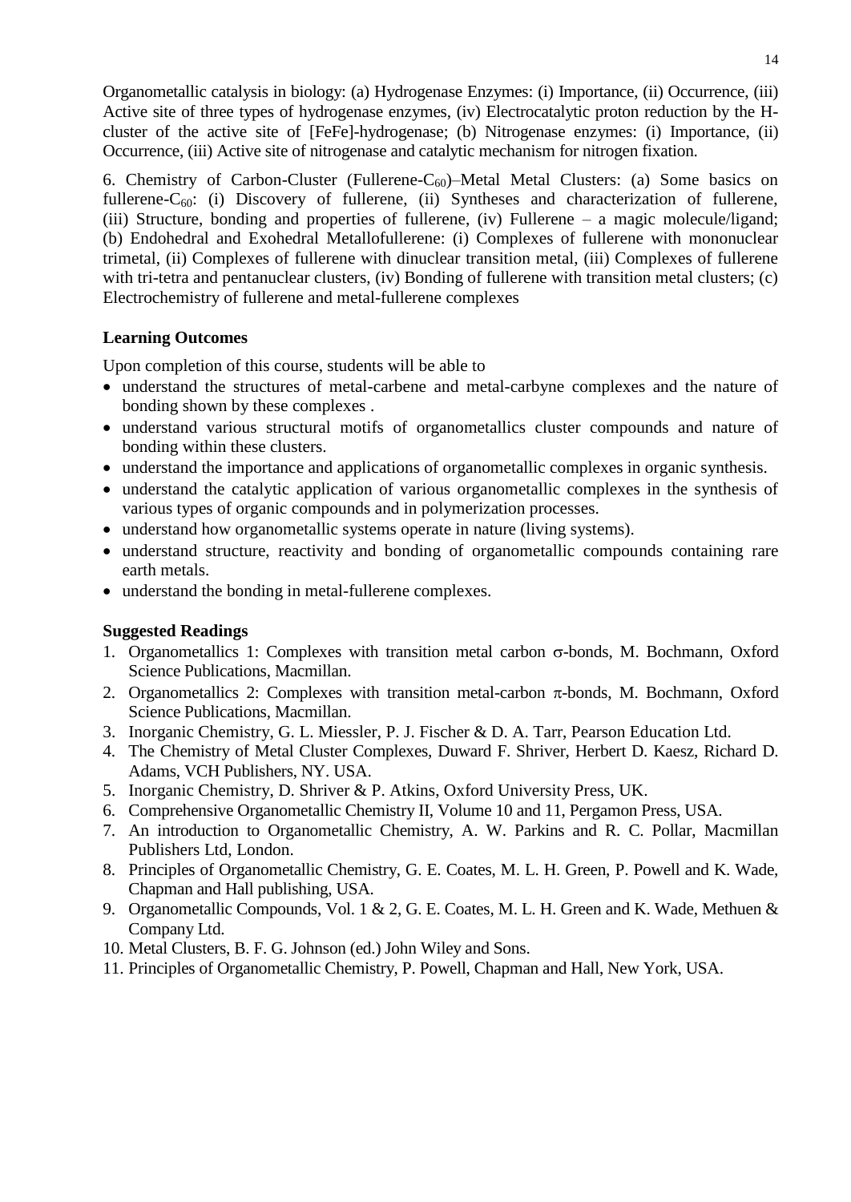Organometallic catalysis in biology: (a) Hydrogenase Enzymes: (i) Importance, (ii) Occurrence, (iii) Active site of three types of hydrogenase enzymes, (iv) Electrocatalytic proton reduction by the H-cluster of the active site of [FeFe]-hydrogenase; (b) Nitrogenase enzymes: (i) Importance, (ii) Occurrence, (iii) Active site of nitrogenase and catalytic mechanism for nitrogen fixation.

6. Chemistry of Carbon-Cluster (Fullerene-$C_{60}$)–Metal Metal Clusters: (a) Some basics on fullerene-$C_{60}$: (i) Discovery of fullerene, (ii) Syntheses and characterization of fullerene, (iii) Structure, bonding and properties of fullerene, (iv) Fullerene – a magic molecule/ligand; (b) Endohedral and Exohedral Metallofullerene: (i) Complexes of fullerene with mononuclear trimetal, (ii) Complexes of fullerene with dinuclear transition metal, (iii) Complexes of fullerene with tri-tetra and pentanuclear clusters, (iv) Bonding of fullerene with transition metal clusters; (c) Electrochemistry of fullerene and metal-fullerene complexes

**Learning Outcomes**

Upon completion of this course, students will be able to

- understand the structures of metal-carbene and metal-carbyne complexes and the nature of bonding shown by these complexes .
- understand various structural motifs of organometallics cluster compounds and nature of bonding within these clusters.
- understand the importance and applications of organometallic complexes in organic synthesis.
- understand the catalytic application of various organometallic complexes in the synthesis of various types of organic compounds and in polymerization processes.
- understand how organometallic systems operate in nature (living systems).
- understand structure, reactivity and bonding of organometallic compounds containing rare earth metals.
- understand the bonding in metal-fullerene complexes.

**Suggested Readings**

1. Organometallics 1: Complexes with transition metal carbon $\sigma$-bonds, M. Bochmann, Oxford Science Publications, Macmillan.
2. Organometallics 2: Complexes with transition metal-carbon $\pi$-bonds, M. Bochmann, Oxford Science Publications, Macmillan.
3. Inorganic Chemistry, G. L. Miessler, P. J. Fischer & D. A. Tarr, Pearson Education Ltd.
4. The Chemistry of Metal Cluster Complexes, Duward F. Shriver, Herbert D. Kaesz, Richard D. Adams, VCH Publishers, NY. USA.
5. Inorganic Chemistry, D. Shriver & P. Atkins, Oxford University Press, UK.
6. Comprehensive Organometallic Chemistry II, Volume 10 and 11, Pergamon Press, USA.
7. An introduction to Organometallic Chemistry, A. W. Parkins and R. C. Pollar, Macmillan Publishers Ltd, London.
8. Principles of Organometallic Chemistry, G. E. Coates, M. L. H. Green, P. Powell and K. Wade, Chapman and Hall publishing, USA.
9. Organometallic Compounds, Vol. 1 & 2, G. E. Coates, M. L. H. Green and K. Wade, Methuen & Company Ltd.
10. Metal Clusters, B. F. G. Johnson (ed.) John Wiley and Sons.
11. Principles of Organometallic Chemistry, P. Powell, Chapman and Hall, New York, USA.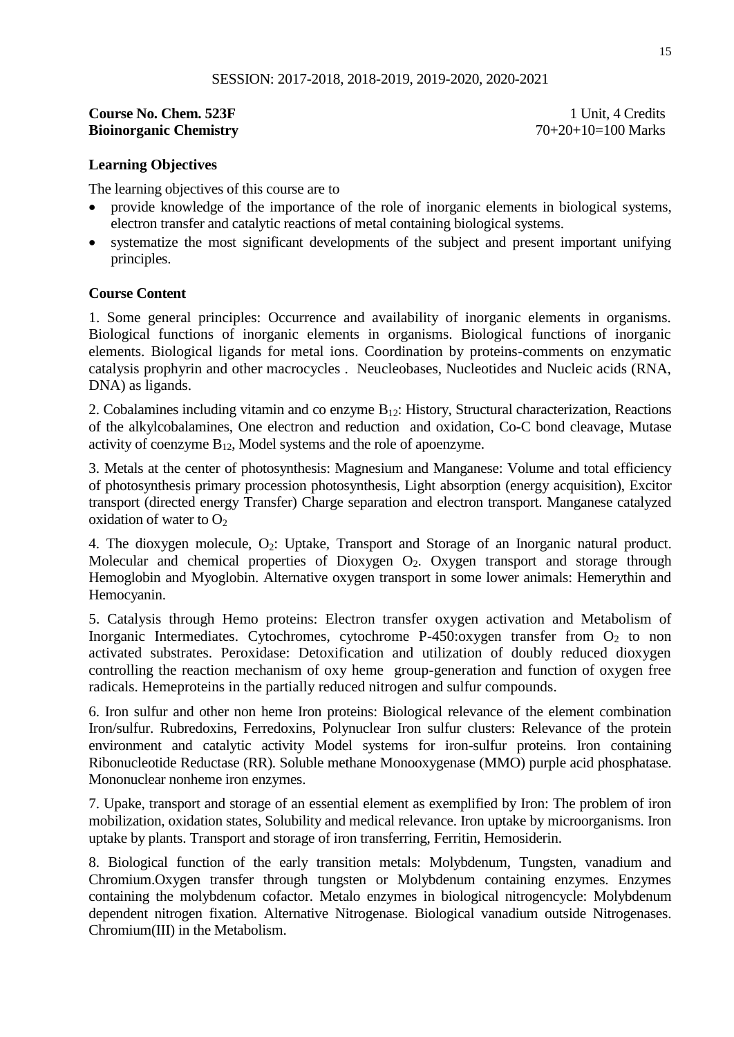SESSION: 2017-2018, 2018-2019, 2019-2020, 2020-2021

**Course No. Chem. 523F** 1 Unit, 4 Credits
**Bioinorganic Chemistry** 70+20+10=100 Marks

**Learning Objectives**

The learning objectives of this course are to

- provide knowledge of the importance of the role of inorganic elements in biological systems, electron transfer and catalytic reactions of metal containing biological systems.
- systematize the most significant developments of the subject and present important unifying principles.

**Course Content**

1. Some general principles: Occurrence and availability of inorganic elements in organisms. Biological functions of inorganic elements in organisms. Biological functions of inorganic elements. Biological ligands for metal ions. Coordination by proteins-comments on enzymatic catalysis prophyrin and other macrocycles . Neucleobases, Nucleotides and Nucleic acids (RNA, DNA) as ligands.

2. Cobalamines including vitamin and co enzyme $B_{12}$: History, Structural characterization, Reactions of the alkylcobalamines, One electron and reduction and oxidation, Co-C bond cleavage, Mutase activity of coenzyme $B_{12}$, Model systems and the role of apoenzyme.

3. Metals at the center of photosynthesis: Magnesium and Manganese: Volume and total efficiency of photosynthesis primary procession photosynthesis, Light absorption (energy acquisition), Excitor transport (directed energy Transfer) Charge separation and electron transport. Manganese catalyzed oxidation of water to $O_2$

4. The dioxygen molecule, $O_2$: Uptake, Transport and Storage of an Inorganic natural product. Molecular and chemical properties of Dioxygen $O_2$. Oxygen transport and storage through Hemoglobin and Myoglobin. Alternative oxygen transport in some lower animals: Hemerythin and Hemocyanin.

5. Catalysis through Hemo proteins: Electron transfer oxygen activation and Metabolism of Inorganic Intermediates. Cytochromes, cytochrome P-450:oxygen transfer from $O_2$ to non activated substrates. Peroxidase: Detoxification and utilization of doubly reduced dioxygen controlling the reaction mechanism of oxy heme group-generation and function of oxygen free radicals. Hemeproteins in the partially reduced nitrogen and sulfur compounds.

6. Iron sulfur and other non heme Iron proteins: Biological relevance of the element combination Iron/sulfur. Rubredoxins, Ferredoxins, Polynuclear Iron sulfur clusters: Relevance of the protein environment and catalytic activity Model systems for iron-sulfur proteins. Iron containing Ribonucleotide Reductase (RR). Soluble methane Monooxygenase (MMO) purple acid phosphatase. Mononuclear nonheme iron enzymes.

7. Upake, transport and storage of an essential element as exemplified by Iron: The problem of iron mobilization, oxidation states, Solubility and medical relevance. Iron uptake by microorganisms. Iron uptake by plants. Transport and storage of iron transferring, Ferritin, Hemosiderin.

8. Biological function of the early transition metals: Molybdenum, Tungsten, vanadium and Chromium.Oxygen transfer through tungsten or Molybdenum containing enzymes. Enzymes containing the molybdenum cofactor. Metalo enzymes in biological nitrogencycle: Molybdenum dependent nitrogen fixation. Alternative Nitrogenase. Biological vanadium outside Nitrogenases. Chromium(III) in the Metabolism.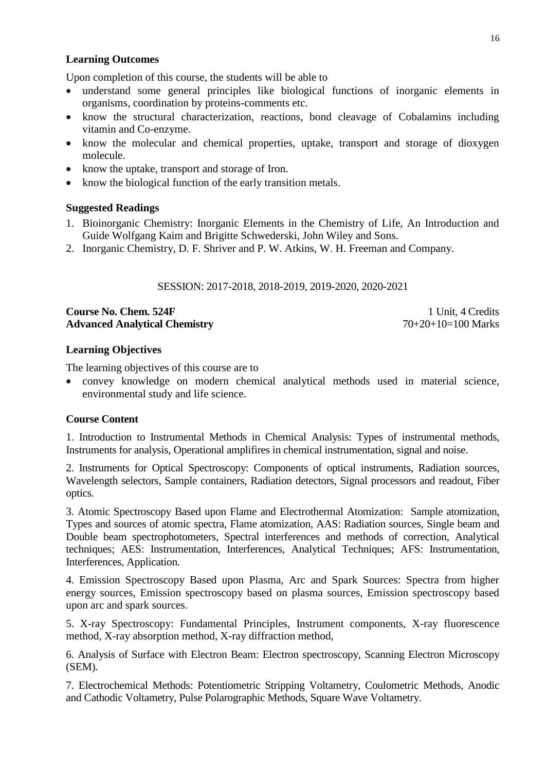**Learning Outcomes**

Upon completion of this course, the students will be able to

- understand some general principles like biological functions of inorganic elements in organisms, coordination by proteins-comments etc.
- know the structural characterization, reactions, bond cleavage of Cobalamins including vitamin and Co-enzyme.
- know the molecular and chemical properties, uptake, transport and storage of dioxygen molecule.
- know the uptake, transport and storage of Iron.
- know the biological function of the early transition metals.

**Suggested Readings**

1. Bioinorganic Chemistry: Inorganic Elements in the Chemistry of Life, An Introduction and Guide Wolfgang Kaim and Brigitte Schwederski, John Wiley and Sons.
2. Inorganic Chemistry, D. F. Shriver and P. W. Atkins, W. H. Freeman and Company.

SESSION: 2017-2018, 2018-2019, 2019-2020, 2020-2021

**Course No. Chem. 524F** 1 Unit, 4 Credits
**Advanced Analytical Chemistry** 70+20+10=100 Marks

**Learning Objectives**

The learning objectives of this course are to

- convey knowledge on modern chemical analytical methods used in material science, environmental study and life science.

**Course Content**

1. Introduction to Instrumental Methods in Chemical Analysis: Types of instrumental methods, Instruments for analysis, Operational amplifires in chemical instrumentation, signal and noise.

2. Instruments for Optical Spectroscopy: Components of optical instruments, Radiation sources, Wavelength selectors, Sample containers, Radiation detectors, Signal processors and readout, Fiber optics.

3. Atomic Spectroscopy Based upon Flame and Electrothermal Atomization: Sample atomization, Types and sources of atomic spectra, Flame atomization, AAS: Radiation sources, Single beam and Double beam spectrophotometers, Spectral interferences and methods of correction, Analytical techniques; AES: Instrumentation, Interferences, Analytical Techniques; AFS: Instrumentation, Interferences, Application.

4. Emission Spectroscopy Based upon Plasma, Arc and Spark Sources: Spectra from higher energy sources, Emission spectroscopy based on plasma sources, Emission spectroscopy based upon arc and spark sources.

5. X-ray Spectroscopy: Fundamental Principles, Instrument components, X-ray fluorescence method, X-ray absorption method, X-ray diffraction method,

6. Analysis of Surface with Electron Beam: Electron spectroscopy, Scanning Electron Microscopy (SEM).

7. Electrochemical Methods: Potentiometric Stripping Voltametry, Coulometric Methods, Anodic and Cathodic Voltametry, Pulse Polarographic Methods, Square Wave Voltametry.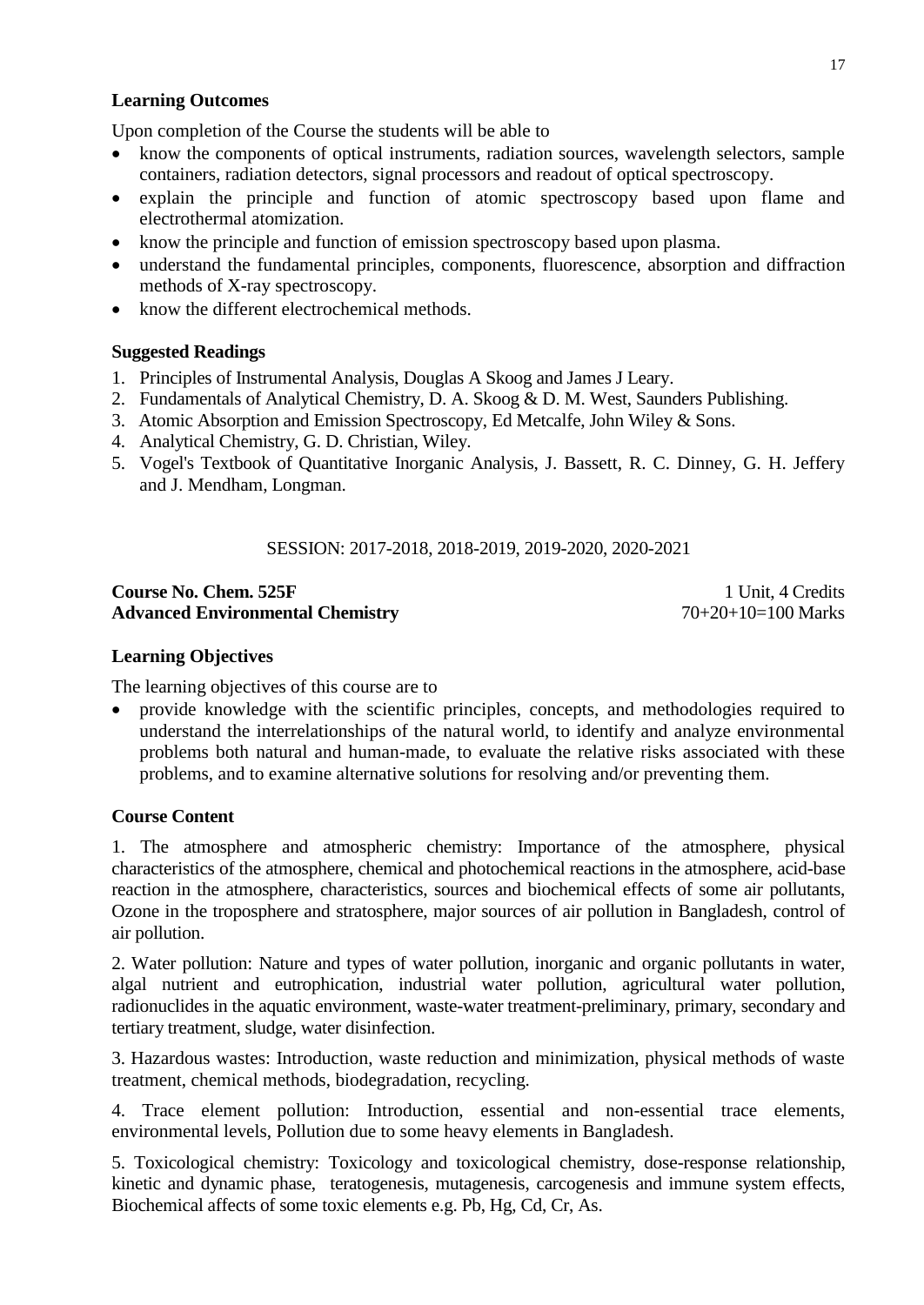**Learning Outcomes**

Upon completion of the Course the students will be able to

- know the components of optical instruments, radiation sources, wavelength selectors, sample containers, radiation detectors, signal processors and readout of optical spectroscopy.
- explain the principle and function of atomic spectroscopy based upon flame and electrothermal atomization.
- know the principle and function of emission spectroscopy based upon plasma.
- understand the fundamental principles, components, fluorescence, absorption and diffraction methods of X-ray spectroscopy.
- know the different electrochemical methods.

**Suggested Readings**

1. Principles of Instrumental Analysis, Douglas A Skoog and James J Leary.
2. Fundamentals of Analytical Chemistry, D. A. Skoog & D. M. West, Saunders Publishing.
3. Atomic Absorption and Emission Spectroscopy, Ed Metcalfe, John Wiley & Sons.
4. Analytical Chemistry, G. D. Christian, Wiley.
5. Vogel's Textbook of Quantitative Inorganic Analysis, J. Bassett, R. C. Dinney, G. H. Jeffery and J. Mendham, Longman.

SESSION: 2017-2018, 2018-2019, 2019-2020, 2020-2021

**Course No. Chem. 525F** — 1 Unit, 4 Credits
**Advanced Environmental Chemistry** — 70+20+10=100 Marks

**Learning Objectives**

The learning objectives of this course are to

- provide knowledge with the scientific principles, concepts, and methodologies required to understand the interrelationships of the natural world, to identify and analyze environmental problems both natural and human-made, to evaluate the relative risks associated with these problems, and to examine alternative solutions for resolving and/or preventing them.

**Course Content**

1. The atmosphere and atmospheric chemistry: Importance of the atmosphere, physical characteristics of the atmosphere, chemical and photochemical reactions in the atmosphere, acid-base reaction in the atmosphere, characteristics, sources and biochemical effects of some air pollutants, Ozone in the troposphere and stratosphere, major sources of air pollution in Bangladesh, control of air pollution.

2. Water pollution: Nature and types of water pollution, inorganic and organic pollutants in water, algal nutrient and eutrophication, industrial water pollution, agricultural water pollution, radionuclides in the aquatic environment, waste-water treatment-preliminary, primary, secondary and tertiary treatment, sludge, water disinfection.

3. Hazardous wastes: Introduction, waste reduction and minimization, physical methods of waste treatment, chemical methods, biodegradation, recycling.

4. Trace element pollution: Introduction, essential and non-essential trace elements, environmental levels, Pollution due to some heavy elements in Bangladesh.

5. Toxicological chemistry: Toxicology and toxicological chemistry, dose-response relationship, kinetic and dynamic phase, teratogenesis, mutagenesis, carcogenesis and immune system effects, Biochemical affects of some toxic elements e.g. Pb, Hg, Cd, Cr, As.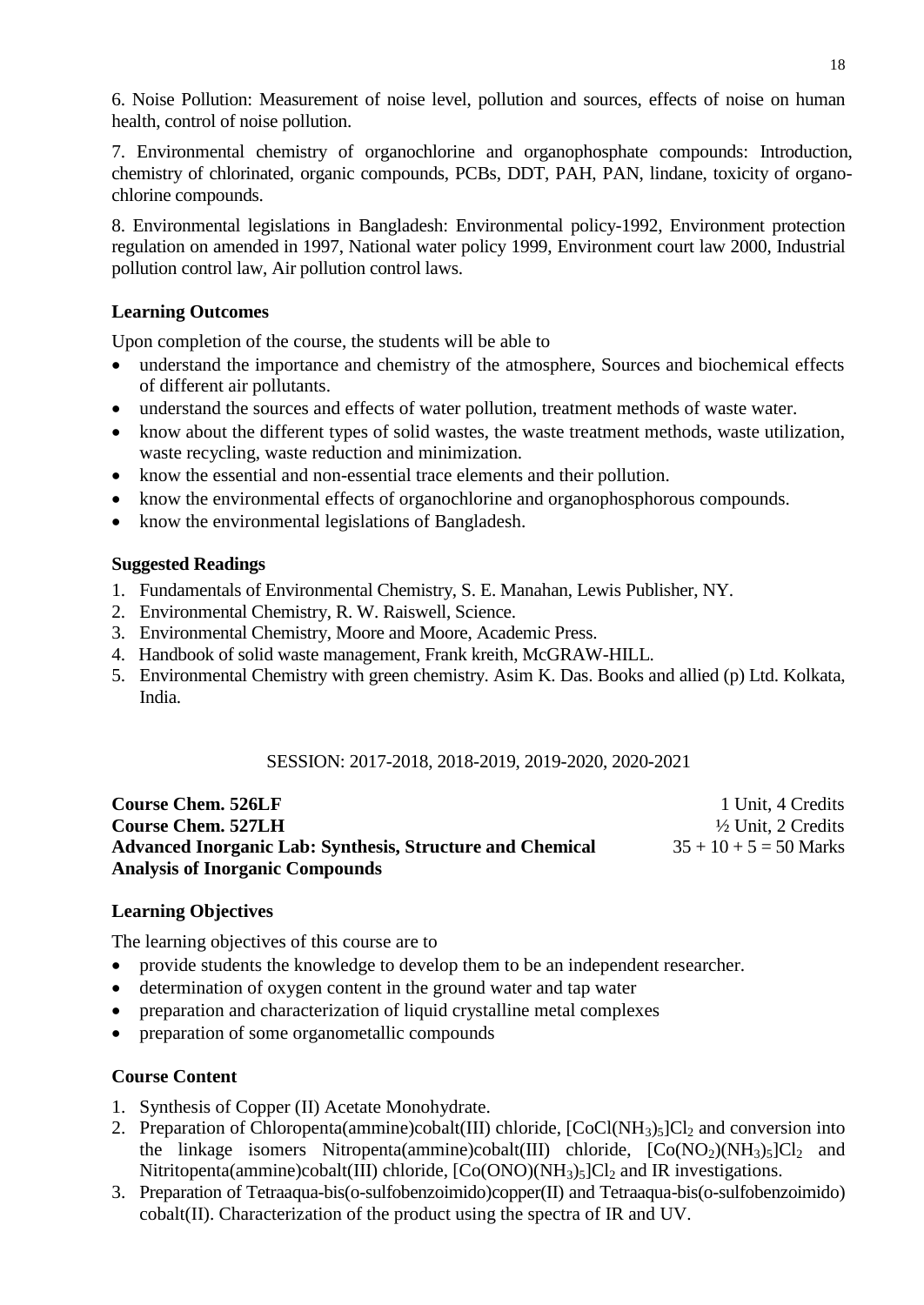6. Noise Pollution: Measurement of noise level, pollution and sources, effects of noise on human health, control of noise pollution.

7. Environmental chemistry of organochlorine and organophosphate compounds: Introduction, chemistry of chlorinated, organic compounds, PCBs, DDT, PAH, PAN, lindane, toxicity of organo-chlorine compounds.

8. Environmental legislations in Bangladesh: Environmental policy-1992, Environment protection regulation on amended in 1997, National water policy 1999, Environment court law 2000, Industrial pollution control law, Air pollution control laws.

**Learning Outcomes**

Upon completion of the course, the students will be able to

- understand the importance and chemistry of the atmosphere, Sources and biochemical effects of different air pollutants.
- understand the sources and effects of water pollution, treatment methods of waste water.
- know about the different types of solid wastes, the waste treatment methods, waste utilization, waste recycling, waste reduction and minimization.
- know the essential and non-essential trace elements and their pollution.
- know the environmental effects of organochlorine and organophosphorous compounds.
- know the environmental legislations of Bangladesh.

**Suggested Readings**

1. Fundamentals of Environmental Chemistry, S. E. Manahan, Lewis Publisher, NY.
2. Environmental Chemistry, R. W. Raiswell, Science.
3. Environmental Chemistry, Moore and Moore, Academic Press.
4. Handbook of solid waste management, Frank kreith, McGRAW-HILL.
5. Environmental Chemistry with green chemistry. Asim K. Das. Books and allied (p) Ltd. Kolkata, India.

SESSION: 2017-2018, 2018-2019, 2019-2020, 2020-2021

**Course Chem. 526LF** — 1 Unit, 4 Credits
**Course Chem. 527LH** — ½ Unit, 2 Credits
**Advanced Inorganic Lab: Synthesis, Structure and Chemical Analysis of Inorganic Compounds** — 35 + 10 + 5 = 50 Marks

**Learning Objectives**

The learning objectives of this course are to

- provide students the knowledge to develop them to be an independent researcher.
- determination of oxygen content in the ground water and tap water
- preparation and characterization of liquid crystalline metal complexes
- preparation of some organometallic compounds

**Course Content**

1. Synthesis of Copper (II) Acetate Monohydrate.
2. Preparation of Chloropenta(ammine)cobalt(III) chloride, $[CoCl(NH_3)_5]Cl_2$ and conversion into the linkage isomers Nitropenta(ammine)cobalt(III) chloride, $[Co(NO_2)(NH_3)_5]Cl_2$ and Nitritopenta(ammine)cobalt(III) chloride, $[Co(ONO)(NH_3)_5]Cl_2$ and IR investigations.
3. Preparation of Tetraaqua-bis(o-sulfobenzoimido)copper(II) and Tetraaqua-bis(o-sulfobenzoimido) cobalt(II). Characterization of the product using the spectra of IR and UV.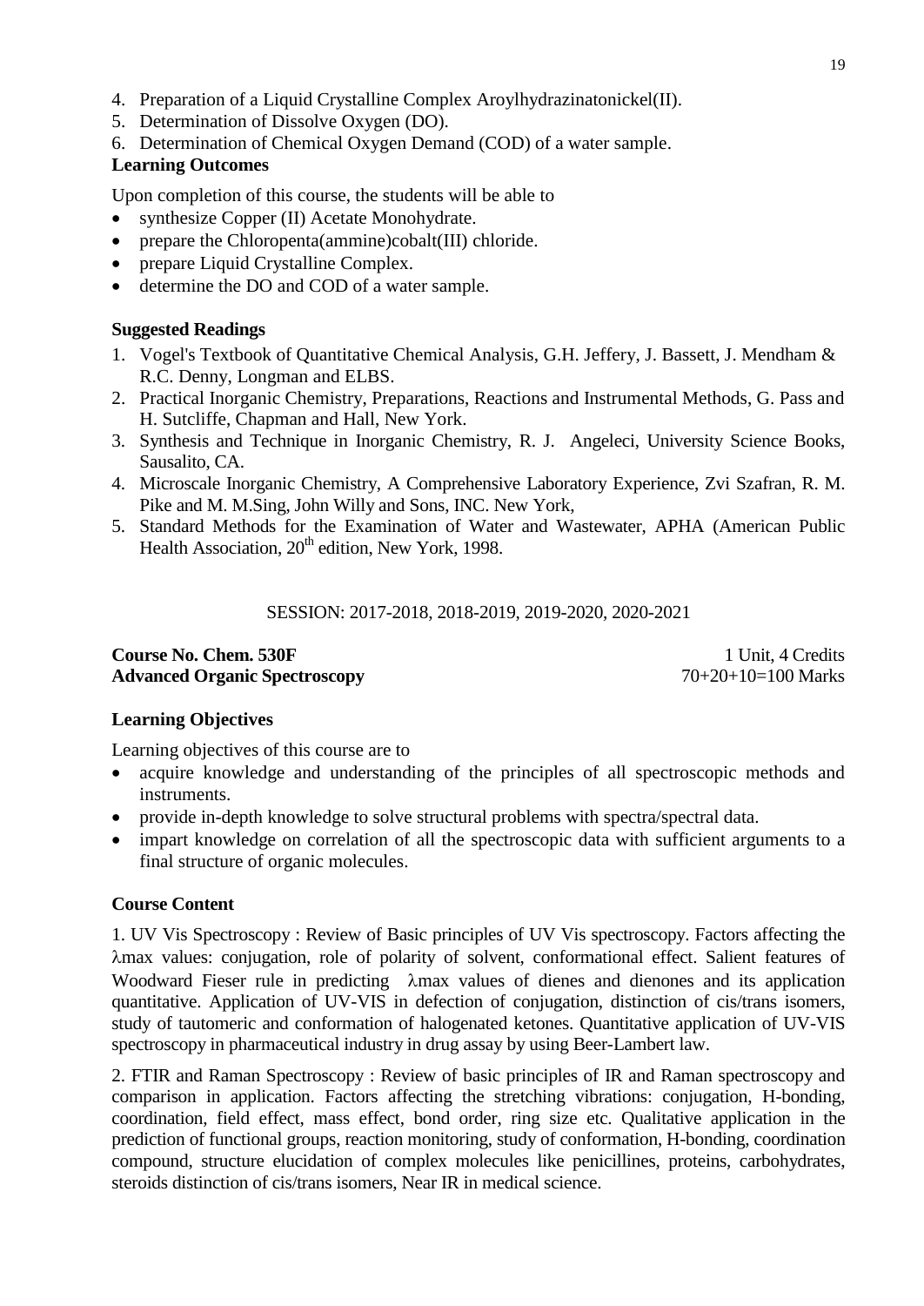4. Preparation of a Liquid Crystalline Complex Aroylhydrazinatonickel(II).
5. Determination of Dissolve Oxygen (DO).
6. Determination of Chemical Oxygen Demand (COD) of a water sample.

**Learning Outcomes**

Upon completion of this course, the students will be able to

- synthesize Copper (II) Acetate Monohydrate.
- prepare the Chloropenta(ammine)cobalt(III) chloride.
- prepare Liquid Crystalline Complex.
- determine the DO and COD of a water sample.

**Suggested Readings**

1. Vogel's Textbook of Quantitative Chemical Analysis, G.H. Jeffery, J. Bassett, J. Mendham & R.C. Denny, Longman and ELBS.
2. Practical Inorganic Chemistry, Preparations, Reactions and Instrumental Methods, G. Pass and H. Sutcliffe, Chapman and Hall, New York.
3. Synthesis and Technique in Inorganic Chemistry, R. J. Angeleci, University Science Books, Sausalito, CA.
4. Microscale Inorganic Chemistry, A Comprehensive Laboratory Experience, Zvi Szafran, R. M. Pike and M. M.Sing, John Willy and Sons, INC. New York,
5. Standard Methods for the Examination of Water and Wastewater, APHA (American Public Health Association, 20th edition, New York, 1998.

SESSION: 2017-2018, 2018-2019, 2019-2020, 2020-2021

**Course No. Chem. 530F** — 1 Unit, 4 Credits
**Advanced Organic Spectroscopy** — 70+20+10=100 Marks

**Learning Objectives**

Learning objectives of this course are to

- acquire knowledge and understanding of the principles of all spectroscopic methods and instruments.
- provide in-depth knowledge to solve structural problems with spectra/spectral data.
- impart knowledge on correlation of all the spectroscopic data with sufficient arguments to a final structure of organic molecules.

**Course Content**

1. UV Vis Spectroscopy : Review of Basic principles of UV Vis spectroscopy. Factors affecting the $\lambda$max values: conjugation, role of polarity of solvent, conformational effect. Salient features of Woodward Fieser rule in predicting $\lambda$max values of dienes and dienones and its application quantitative. Application of UV-VIS in defection of conjugation, distinction of cis/trans isomers, study of tautomeric and conformation of halogenated ketones. Quantitative application of UV-VIS spectroscopy in pharmaceutical industry in drug assay by using Beer-Lambert law.

2. FTIR and Raman Spectroscopy : Review of basic principles of IR and Raman spectroscopy and comparison in application. Factors affecting the stretching vibrations: conjugation, H-bonding, coordination, field effect, mass effect, bond order, ring size etc. Qualitative application in the prediction of functional groups, reaction monitoring, study of conformation, H-bonding, coordination compound, structure elucidation of complex molecules like penicillines, proteins, carbohydrates, steroids distinction of cis/trans isomers, Near IR in medical science.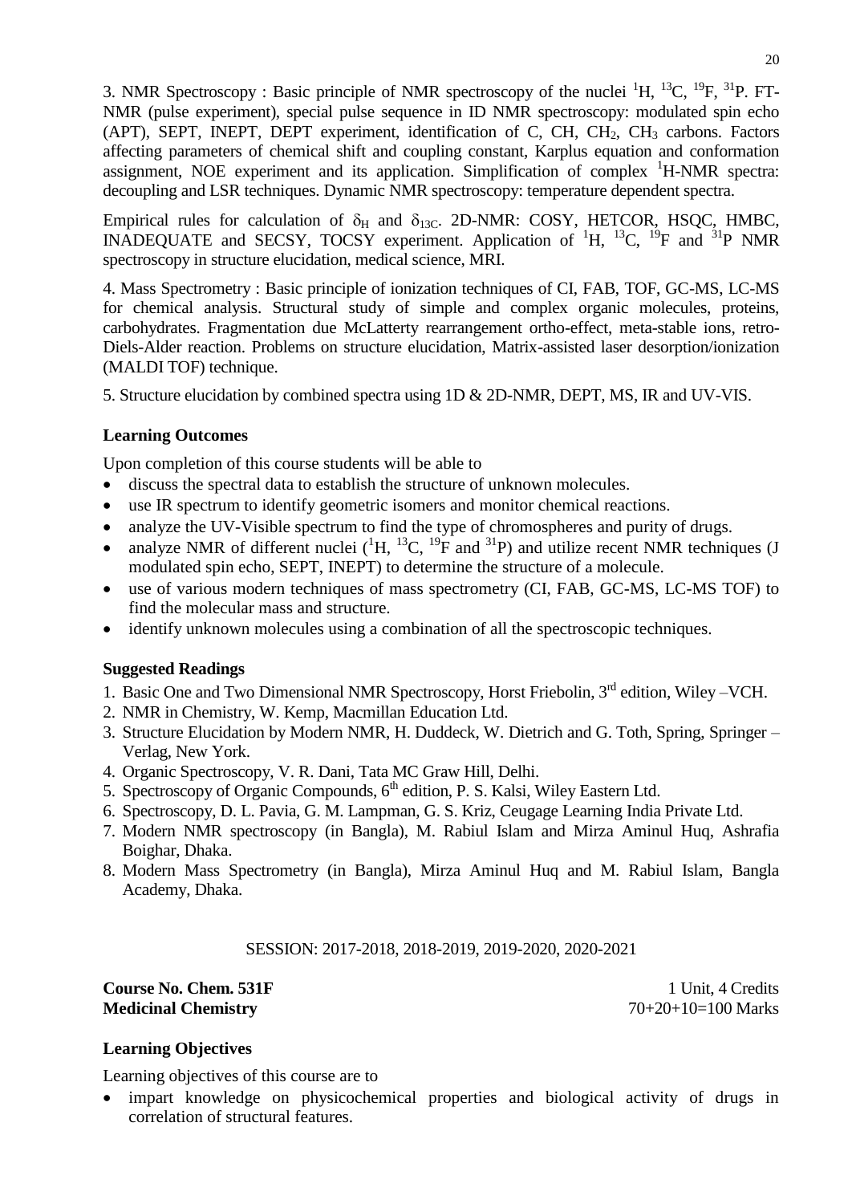3. NMR Spectroscopy : Basic principle of NMR spectroscopy of the nuclei $^{1}H$, $^{13}C$, $^{19}F$, $^{31}P$. FT-NMR (pulse experiment), special pulse sequence in ID NMR spectroscopy: modulated spin echo (APT), SEPT, INEPT, DEPT experiment, identification of C, CH, $CH_2$, $CH_3$ carbons. Factors affecting parameters of chemical shift and coupling constant, Karplus equation and conformation assignment, NOE experiment and its application. Simplification of complex $^{1}H$-NMR spectra: decoupling and LSR techniques. Dynamic NMR spectroscopy: temperature dependent spectra.

Empirical rules for calculation of $\delta_H$ and $\delta_{13C}$. 2D-NMR: COSY, HETCOR, HSQC, HMBC, INADEQUATE and SECSY, TOCSY experiment. Application of $^{1}H$, $^{13}C$, $^{19}F$ and $^{31}P$ NMR spectroscopy in structure elucidation, medical science, MRI.

4. Mass Spectrometry : Basic principle of ionization techniques of CI, FAB, TOF, GC-MS, LC-MS for chemical analysis. Structural study of simple and complex organic molecules, proteins, carbohydrates. Fragmentation due McLatterty rearrangement ortho-effect, meta-stable ions, retro-Diels-Alder reaction. Problems on structure elucidation, Matrix-assisted laser desorption/ionization (MALDI TOF) technique.

5. Structure elucidation by combined spectra using 1D & 2D-NMR, DEPT, MS, IR and UV-VIS.

**Learning Outcomes**

Upon completion of this course students will be able to

- discuss the spectral data to establish the structure of unknown molecules.
- use IR spectrum to identify geometric isomers and monitor chemical reactions.
- analyze the UV-Visible spectrum to find the type of chromospheres and purity of drugs.
- analyze NMR of different nuclei ($^{1}H$, $^{13}C$, $^{19}F$ and $^{31}P$) and utilize recent NMR techniques (J modulated spin echo, SEPT, INEPT) to determine the structure of a molecule.
- use of various modern techniques of mass spectrometry (CI, FAB, GC-MS, LC-MS TOF) to find the molecular mass and structure.
- identify unknown molecules using a combination of all the spectroscopic techniques.

**Suggested Readings**

1. Basic One and Two Dimensional NMR Spectroscopy, Horst Friebolin, 3rd edition, Wiley –VCH.
2. NMR in Chemistry, W. Kemp, Macmillan Education Ltd.
3. Structure Elucidation by Modern NMR, H. Duddeck, W. Dietrich and G. Toth, Spring, Springer – Verlag, New York.
4. Organic Spectroscopy, V. R. Dani, Tata MC Graw Hill, Delhi.
5. Spectroscopy of Organic Compounds, 6th edition, P. S. Kalsi, Wiley Eastern Ltd.
6. Spectroscopy, D. L. Pavia, G. M. Lampman, G. S. Kriz, Ceugage Learning India Private Ltd.
7. Modern NMR spectroscopy (in Bangla), M. Rabiul Islam and Mirza Aminul Huq, Ashrafia Boighar, Dhaka.
8. Modern Mass Spectrometry (in Bangla), Mirza Aminul Huq and M. Rabiul Islam, Bangla Academy, Dhaka.

SESSION: 2017-2018, 2018-2019, 2019-2020, 2020-2021

**Course No. Chem. 531F** 1 Unit, 4 Credits
**Medicinal Chemistry** 70+20+10=100 Marks

**Learning Objectives**

Learning objectives of this course are to

- impart knowledge on physicochemical properties and biological activity of drugs in correlation of structural features.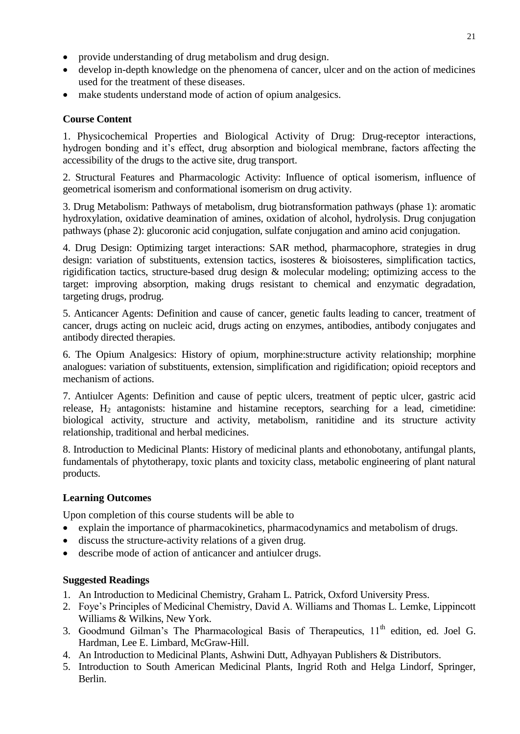- provide understanding of drug metabolism and drug design.
- develop in-depth knowledge on the phenomena of cancer, ulcer and on the action of medicines used for the treatment of these diseases.
- make students understand mode of action of opium analgesics.

**Course Content**

1. Physicochemical Properties and Biological Activity of Drug: Drug-receptor interactions, hydrogen bonding and it's effect, drug absorption and biological membrane, factors affecting the accessibility of the drugs to the active site, drug transport.

2. Structural Features and Pharmacologic Activity: Influence of optical isomerism, influence of geometrical isomerism and conformational isomerism on drug activity.

3. Drug Metabolism: Pathways of metabolism, drug biotransformation pathways (phase 1): aromatic hydroxylation, oxidative deamination of amines, oxidation of alcohol, hydrolysis. Drug conjugation pathways (phase 2): glucoronic acid conjugation, sulfate conjugation and amino acid conjugation.

4. Drug Design: Optimizing target interactions: SAR method, pharmacophore, strategies in drug design: variation of substituents, extension tactics, isosteres & bioisosteres, simplification tactics, rigidification tactics, structure-based drug design & molecular modeling; optimizing access to the target: improving absorption, making drugs resistant to chemical and enzymatic degradation, targeting drugs, prodrug.

5. Anticancer Agents: Definition and cause of cancer, genetic faults leading to cancer, treatment of cancer, drugs acting on nucleic acid, drugs acting on enzymes, antibodies, antibody conjugates and antibody directed therapies.

6. The Opium Analgesics: History of opium, morphine:structure activity relationship; morphine analogues: variation of substituents, extension, simplification and rigidification; opioid receptors and mechanism of actions.

7. Antiulcer Agents: Definition and cause of peptic ulcers, treatment of peptic ulcer, gastric acid release, $H_2$ antagonists: histamine and histamine receptors, searching for a lead, cimetidine: biological activity, structure and activity, metabolism, ranitidine and its structure activity relationship, traditional and herbal medicines.

8. Introduction to Medicinal Plants: History of medicinal plants and ethonobotany, antifungal plants, fundamentals of phytotherapy, toxic plants and toxicity class, metabolic engineering of plant natural products.

**Learning Outcomes**

Upon completion of this course students will be able to

- explain the importance of pharmacokinetics, pharmacodynamics and metabolism of drugs.
- discuss the structure-activity relations of a given drug.
- describe mode of action of anticancer and antiulcer drugs.

**Suggested Readings**

1. An Introduction to Medicinal Chemistry, Graham L. Patrick, Oxford University Press.
2. Foye's Principles of Medicinal Chemistry, David A. Williams and Thomas L. Lemke, Lippincott Williams & Wilkins, New York.
3. Goodmund Gilman's The Pharmacological Basis of Therapeutics, 11th edition, ed. Joel G. Hardman, Lee E. Limbard, McGraw-Hill.
4. An Introduction to Medicinal Plants, Ashwini Dutt, Adhyayan Publishers & Distributors.
5. Introduction to South American Medicinal Plants, Ingrid Roth and Helga Lindorf, Springer, Berlin.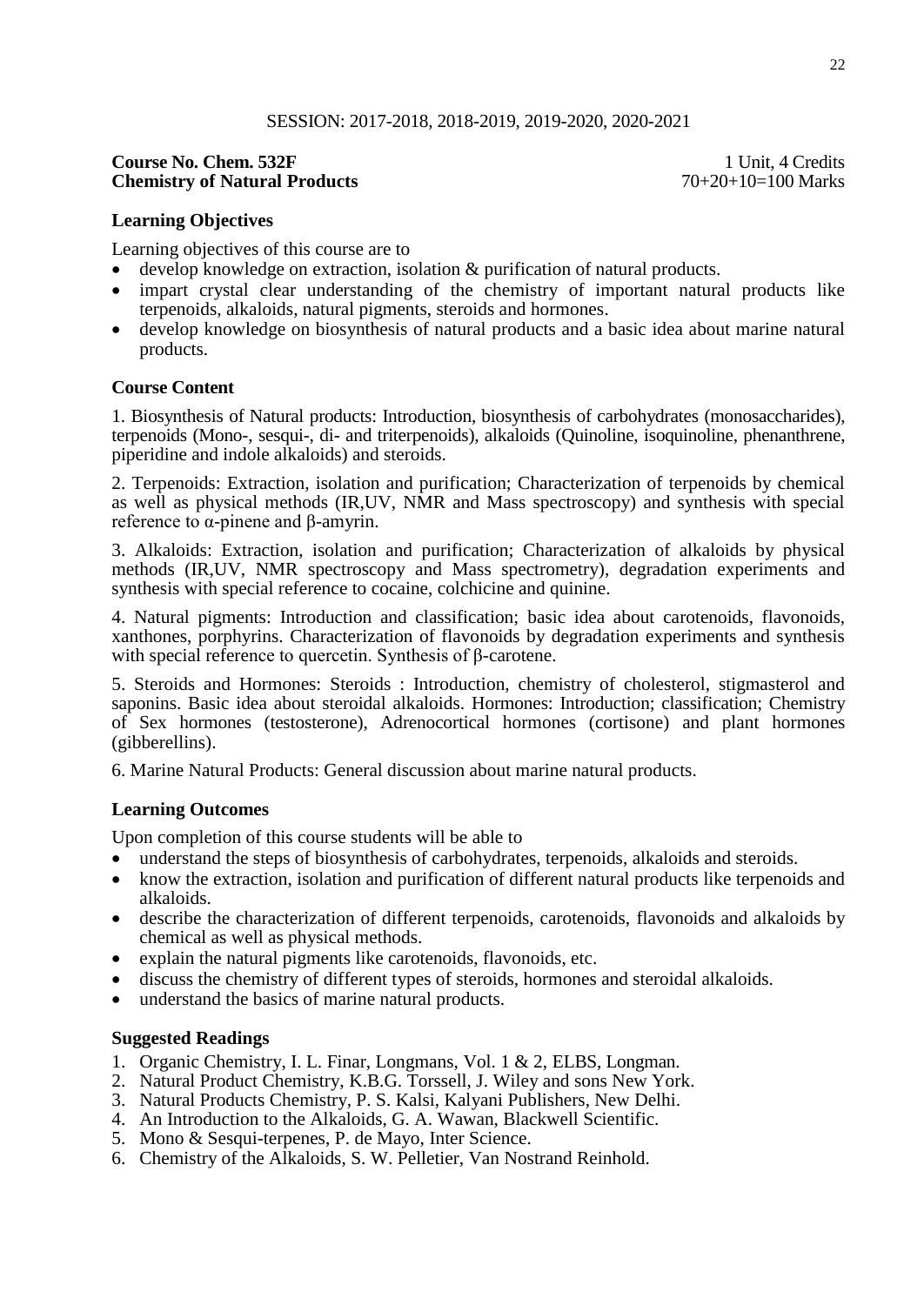SESSION: 2017-2018, 2018-2019, 2019-2020, 2020-2021

**Course No. Chem. 532F** 1 Unit, 4 Credits
**Chemistry of Natural Products** 70+20+10=100 Marks

### Learning Objectives

Learning objectives of this course are to

- develop knowledge on extraction, isolation & purification of natural products.
- impart crystal clear understanding of the chemistry of important natural products like terpenoids, alkaloids, natural pigments, steroids and hormones.
- develop knowledge on biosynthesis of natural products and a basic idea about marine natural products.

### Course Content

1. Biosynthesis of Natural products: Introduction, biosynthesis of carbohydrates (monosaccharides), terpenoids (Mono-, sesqui-, di- and triterpenoids), alkaloids (Quinoline, isoquinoline, phenanthrene, piperidine and indole alkaloids) and steroids.

2. Terpenoids: Extraction, isolation and purification; Characterization of terpenoids by chemical as well as physical methods (IR,UV, NMR and Mass spectroscopy) and synthesis with special reference to α-pinene and β-amyrin.

3. Alkaloids: Extraction, isolation and purification; Characterization of alkaloids by physical methods (IR,UV, NMR spectroscopy and Mass spectrometry), degradation experiments and synthesis with special reference to cocaine, colchicine and quinine.

4. Natural pigments: Introduction and classification; basic idea about carotenoids, flavonoids, xanthones, porphyrins. Characterization of flavonoids by degradation experiments and synthesis with special reference to quercetin. Synthesis of β-carotene.

5. Steroids and Hormones: Steroids : Introduction, chemistry of cholesterol, stigmasterol and saponins. Basic idea about steroidal alkaloids. Hormones: Introduction; classification; Chemistry of Sex hormones (testosterone), Adrenocortical hormones (cortisone) and plant hormones (gibberellins).

6. Marine Natural Products: General discussion about marine natural products.

### Learning Outcomes

Upon completion of this course students will be able to

- understand the steps of biosynthesis of carbohydrates, terpenoids, alkaloids and steroids.
- know the extraction, isolation and purification of different natural products like terpenoids and alkaloids.
- describe the characterization of different terpenoids, carotenoids, flavonoids and alkaloids by chemical as well as physical methods.
- explain the natural pigments like carotenoids, flavonoids, etc.
- discuss the chemistry of different types of steroids, hormones and steroidal alkaloids.
- understand the basics of marine natural products.

### Suggested Readings

1. Organic Chemistry, I. L. Finar, Longmans, Vol. 1 & 2, ELBS, Longman.
2. Natural Product Chemistry, K.B.G. Torssell, J. Wiley and sons New York.
3. Natural Products Chemistry, P. S. Kalsi, Kalyani Publishers, New Delhi.
4. An Introduction to the Alkaloids, G. A. Wawan, Blackwell Scientific.
5. Mono & Sesqui-terpenes, P. de Mayo, Inter Science.
6. Chemistry of the Alkaloids, S. W. Pelletier, Van Nostrand Reinhold.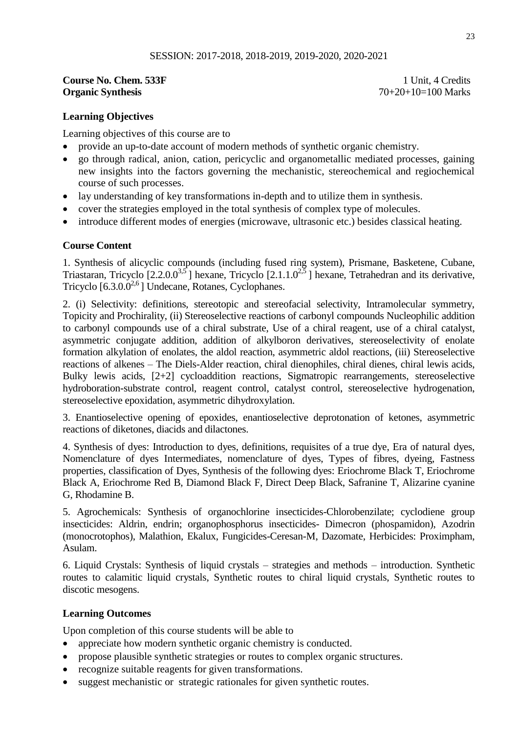SESSION: 2017-2018, 2018-2019, 2019-2020, 2020-2021

**Course No. Chem. 533F** 1 Unit, 4 Credits
**Organic Synthesis** 70+20+10=100 Marks

### Learning Objectives

Learning objectives of this course are to

- provide an up-to-date account of modern methods of synthetic organic chemistry.
- go through radical, anion, cation, pericyclic and organometallic mediated processes, gaining new insights into the factors governing the mechanistic, stereochemical and regiochemical course of such processes.
- lay understanding of key transformations in-depth and to utilize them in synthesis.
- cover the strategies employed in the total synthesis of complex type of molecules.
- introduce different modes of energies (microwave, ultrasonic etc.) besides classical heating.

### Course Content

1. Synthesis of alicyclic compounds (including fused ring system), Prismane, Basketene, Cubane, Triastaran, Tricyclo [$2.2.0.0^{3,5}$ ] hexane, Tricyclo [$2.1.1.0^{2,5}$ ] hexane, Tetrahedran and its derivative, Tricyclo [$6.3.0.0^{2,6}$ ] Undecane, Rotanes, Cyclophanes.

2. (i) Selectivity: definitions, stereotopic and stereofacial selectivity, Intramolecular symmetry, Topicity and Prochirality, (ii) Stereoselective reactions of carbonyl compounds Nucleophilic addition to carbonyl compounds use of a chiral substrate, Use of a chiral reagent, use of a chiral catalyst, asymmetric conjugate addition, addition of alkylboron derivatives, stereoselectivity of enolate formation alkylation of enolates, the aldol reaction, asymmetric aldol reactions, (iii) Stereoselective reactions of alkenes – The Diels-Alder reaction, chiral dienophiles, chiral dienes, chiral lewis acids, Bulky lewis acids, [2+2] cycloaddition reactions, Sigmatropic rearrangements, stereoselective hydroboration-substrate control, reagent control, catalyst control, stereoselective hydrogenation, stereoselective epoxidation, asymmetric dihydroxylation.

3. Enantioselective opening of epoxides, enantioselective deprotonation of ketones, asymmetric reactions of diketones, diacids and dilactones.

4. Synthesis of dyes: Introduction to dyes, definitions, requisites of a true dye, Era of natural dyes, Nomenclature of dyes Intermediates, nomenclature of dyes, Types of fibres, dyeing, Fastness properties, classification of Dyes, Synthesis of the following dyes: Eriochrome Black T, Eriochrome Black A, Eriochrome Red B, Diamond Black F, Direct Deep Black, Safranine T, Alizarine cyanine G, Rhodamine B.

5. Agrochemicals: Synthesis of organochlorine insecticides-Chlorobenzilate; cyclodiene group insecticides: Aldrin, endrin; organophosphorus insecticides- Dimecron (phospamidon), Azodrin (monocrotophos), Malathion, Ekalux, Fungicides-Ceresan-M, Dazomate, Herbicides: Proximpham, Asulam.

6. Liquid Crystals: Synthesis of liquid crystals – strategies and methods – introduction. Synthetic routes to calamitic liquid crystals, Synthetic routes to chiral liquid crystals, Synthetic routes to discotic mesogens.

### Learning Outcomes

Upon completion of this course students will be able to

- appreciate how modern synthetic organic chemistry is conducted.
- propose plausible synthetic strategies or routes to complex organic structures.
- recognize suitable reagents for given transformations.
- suggest mechanistic or strategic rationales for given synthetic routes.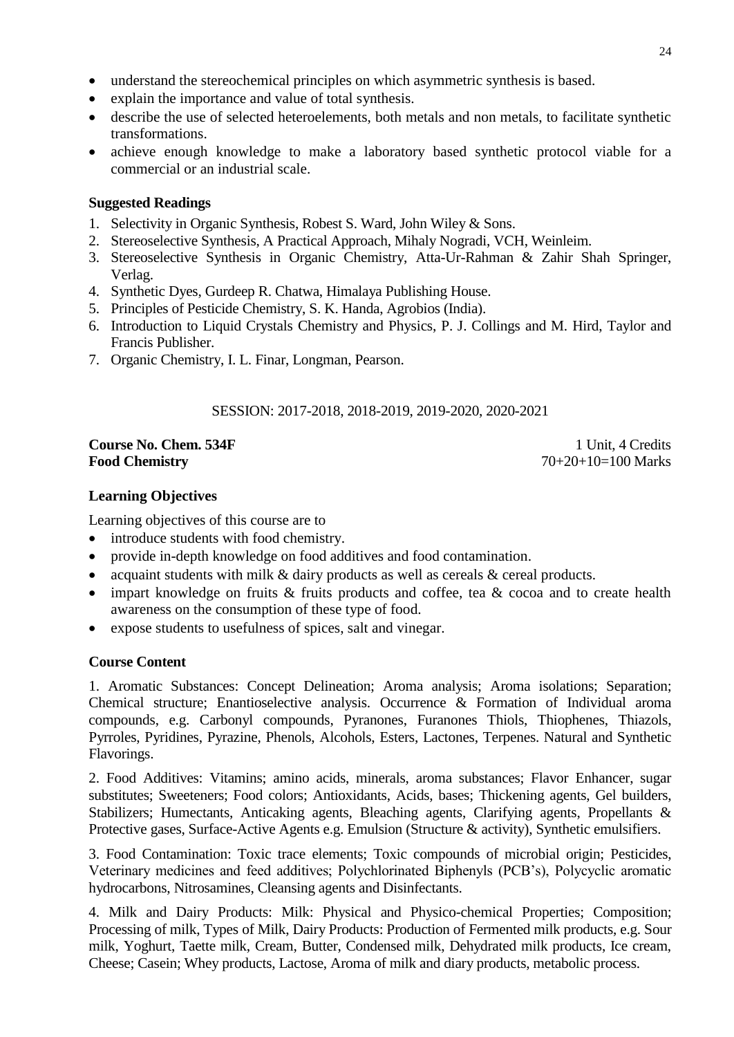- understand the stereochemical principles on which asymmetric synthesis is based.
- explain the importance and value of total synthesis.
- describe the use of selected heteroelements, both metals and non metals, to facilitate synthetic transformations.
- achieve enough knowledge to make a laboratory based synthetic protocol viable for a commercial or an industrial scale.

**Suggested Readings**

1. Selectivity in Organic Synthesis, Robest S. Ward, John Wiley & Sons.
2. Stereoselective Synthesis, A Practical Approach, Mihaly Nogradi, VCH, Weinleim.
3. Stereoselective Synthesis in Organic Chemistry, Atta-Ur-Rahman & Zahir Shah Springer, Verlag.
4. Synthetic Dyes, Gurdeep R. Chatwa, Himalaya Publishing House.
5. Principles of Pesticide Chemistry, S. K. Handa, Agrobios (India).
6. Introduction to Liquid Crystals Chemistry and Physics, P. J. Collings and M. Hird, Taylor and Francis Publisher.
7. Organic Chemistry, I. L. Finar, Longman, Pearson.

SESSION: 2017-2018, 2018-2019, 2019-2020, 2020-2021

**Course No. Chem. 534F** 1 Unit, 4 Credits
**Food Chemistry** 70+20+10=100 Marks

**Learning Objectives**

Learning objectives of this course are to

- introduce students with food chemistry.
- provide in-depth knowledge on food additives and food contamination.
- acquaint students with milk & dairy products as well as cereals & cereal products.
- impart knowledge on fruits & fruits products and coffee, tea & cocoa and to create health awareness on the consumption of these type of food.
- expose students to usefulness of spices, salt and vinegar.

**Course Content**

1. Aromatic Substances: Concept Delineation; Aroma analysis; Aroma isolations; Separation; Chemical structure; Enantioselective analysis. Occurrence & Formation of Individual aroma compounds, e.g. Carbonyl compounds, Pyranones, Furanones Thiols, Thiophenes, Thiazols, Pyrroles, Pyridines, Pyrazine, Phenols, Alcohols, Esters, Lactones, Terpenes. Natural and Synthetic Flavorings.

2. Food Additives: Vitamins; amino acids, minerals, aroma substances; Flavor Enhancer, sugar substitutes; Sweeteners; Food colors; Antioxidants, Acids, bases; Thickening agents, Gel builders, Stabilizers; Humectants, Anticaking agents, Bleaching agents, Clarifying agents, Propellants & Protective gases, Surface-Active Agents e.g. Emulsion (Structure & activity), Synthetic emulsifiers.

3. Food Contamination: Toxic trace elements; Toxic compounds of microbial origin; Pesticides, Veterinary medicines and feed additives; Polychlorinated Biphenyls (PCB's), Polycyclic aromatic hydrocarbons, Nitrosamines, Cleansing agents and Disinfectants.

4. Milk and Dairy Products: Milk: Physical and Physico-chemical Properties; Composition; Processing of milk, Types of Milk, Dairy Products: Production of Fermented milk products, e.g. Sour milk, Yoghurt, Taette milk, Cream, Butter, Condensed milk, Dehydrated milk products, Ice cream, Cheese; Casein; Whey products, Lactose, Aroma of milk and diary products, metabolic process.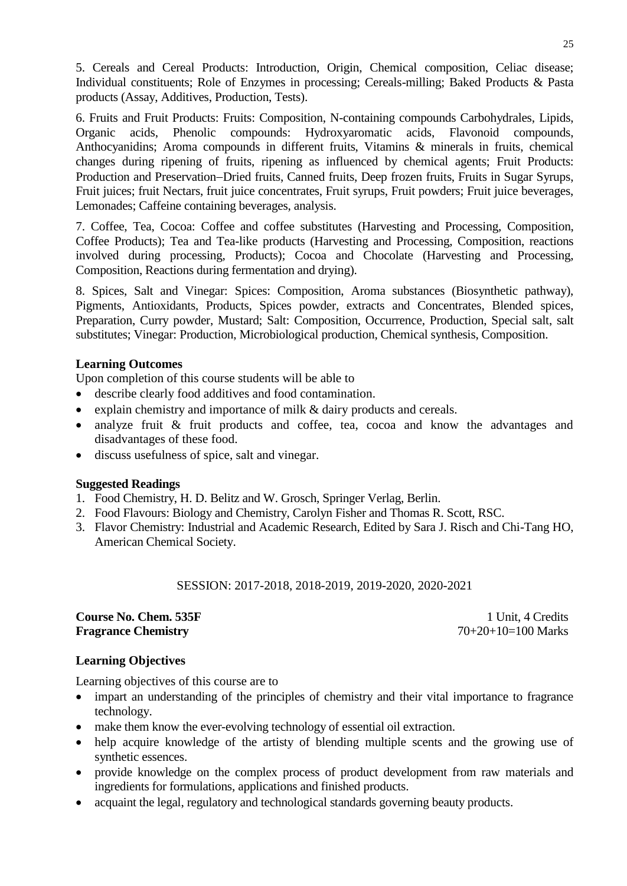5. Cereals and Cereal Products: Introduction, Origin, Chemical composition, Celiac disease; Individual constituents; Role of Enzymes in processing; Cereals-milling; Baked Products & Pasta products (Assay, Additives, Production, Tests).

6. Fruits and Fruit Products: Fruits: Composition, N-containing compounds Carbohydrales, Lipids, Organic acids, Phenolic compounds: Hydroxyaromatic acids, Flavonoid compounds, Anthocyanidins; Aroma compounds in different fruits, Vitamins & minerals in fruits, chemical changes during ripening of fruits, ripening as influenced by chemical agents; Fruit Products: Production and Preservation–Dried fruits, Canned fruits, Deep frozen fruits, Fruits in Sugar Syrups, Fruit juices; fruit Nectars, fruit juice concentrates, Fruit syrups, Fruit powders; Fruit juice beverages, Lemonades; Caffeine containing beverages, analysis.

7. Coffee, Tea, Cocoa: Coffee and coffee substitutes (Harvesting and Processing, Composition, Coffee Products); Tea and Tea-like products (Harvesting and Processing, Composition, reactions involved during processing, Products); Cocoa and Chocolate (Harvesting and Processing, Composition, Reactions during fermentation and drying).

8. Spices, Salt and Vinegar: Spices: Composition, Aroma substances (Biosynthetic pathway), Pigments, Antioxidants, Products, Spices powder, extracts and Concentrates, Blended spices, Preparation, Curry powder, Mustard; Salt: Composition, Occurrence, Production, Special salt, salt substitutes; Vinegar: Production, Microbiological production, Chemical synthesis, Composition.

**Learning Outcomes**

Upon completion of this course students will be able to

- describe clearly food additives and food contamination.
- explain chemistry and importance of milk & dairy products and cereals.
- analyze fruit & fruit products and coffee, tea, cocoa and know the advantages and disadvantages of these food.
- discuss usefulness of spice, salt and vinegar.

**Suggested Readings**

1. Food Chemistry, H. D. Belitz and W. Grosch, Springer Verlag, Berlin.
2. Food Flavours: Biology and Chemistry, Carolyn Fisher and Thomas R. Scott, RSC.
3. Flavor Chemistry: Industrial and Academic Research, Edited by Sara J. Risch and Chi-Tang HO, American Chemical Society.

SESSION: 2017-2018, 2018-2019, 2019-2020, 2020-2021

**Course No. Chem. 535F** — 1 Unit, 4 Credits

**Fragrance Chemistry** — 70+20+10=100 Marks

**Learning Objectives**

Learning objectives of this course are to

- impart an understanding of the principles of chemistry and their vital importance to fragrance technology.
- make them know the ever-evolving technology of essential oil extraction.
- help acquire knowledge of the artisty of blending multiple scents and the growing use of synthetic essences.
- provide knowledge on the complex process of product development from raw materials and ingredients for formulations, applications and finished products.
- acquaint the legal, regulatory and technological standards governing beauty products.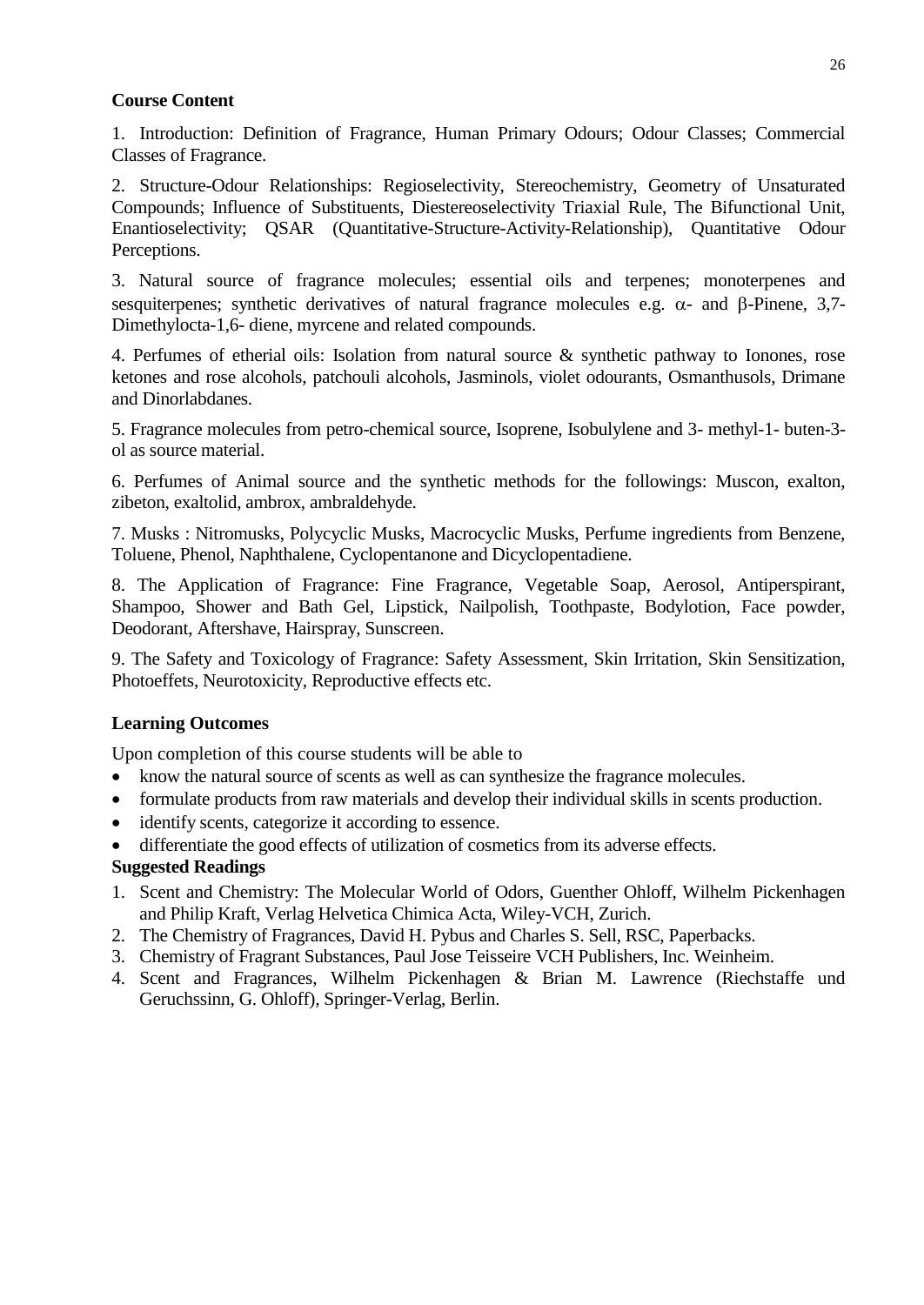**Course Content**

1. Introduction: Definition of Fragrance, Human Primary Odours; Odour Classes; Commercial Classes of Fragrance.

2. Structure-Odour Relationships: Regioselectivity, Stereochemistry, Geometry of Unsaturated Compounds; Influence of Substituents, Diestereoselectivity Triaxial Rule, The Bifunctional Unit, Enantioselectivity; QSAR (Quantitative-Structure-Activity-Relationship), Quantitative Odour Perceptions.

3. Natural source of fragrance molecules; essential oils and terpenes; monoterpenes and sesquiterpenes; synthetic derivatives of natural fragrance molecules e.g. $\alpha$- and $\beta$-Pinene, 3,7-Dimethylocta-1,6- diene, myrcene and related compounds.

4. Perfumes of etherial oils: Isolation from natural source & synthetic pathway to Ionones, rose ketones and rose alcohols, patchouli alcohols, Jasminols, violet odourants, Osmanthusols, Drimane and Dinorlabdanes.

5. Fragrance molecules from petro-chemical source, Isoprene, Isobulylene and 3- methyl-1- buten-3-ol as source material.

6. Perfumes of Animal source and the synthetic methods for the followings: Muscon, exalton, zibeton, exaltolid, ambrox, ambraldehyde.

7. Musks : Nitromusks, Polycyclic Musks, Macrocyclic Musks, Perfume ingredients from Benzene, Toluene, Phenol, Naphthalene, Cyclopentanone and Dicyclopentadiene.

8. The Application of Fragrance: Fine Fragrance, Vegetable Soap, Aerosol, Antiperspirant, Shampoo, Shower and Bath Gel, Lipstick, Nailpolish, Toothpaste, Bodylotion, Face powder, Deodorant, Aftershave, Hairspray, Sunscreen.

9. The Safety and Toxicology of Fragrance: Safety Assessment, Skin Irritation, Skin Sensitization, Photoeffets, Neurotoxicity, Reproductive effects etc.

**Learning Outcomes**

Upon completion of this course students will be able to

- know the natural source of scents as well as can synthesize the fragrance molecules.
- formulate products from raw materials and develop their individual skills in scents production.
- identify scents, categorize it according to essence.
- differentiate the good effects of utilization of cosmetics from its adverse effects.

**Suggested Readings**

1. Scent and Chemistry: The Molecular World of Odors, Guenther Ohloff, Wilhelm Pickenhagen and Philip Kraft, Verlag Helvetica Chimica Acta, Wiley-VCH, Zurich.
2. The Chemistry of Fragrances, David H. Pybus and Charles S. Sell, RSC, Paperbacks.
3. Chemistry of Fragrant Substances, Paul Jose Teisseire VCH Publishers, Inc. Weinheim.
4. Scent and Fragrances, Wilhelm Pickenhagen & Brian M. Lawrence (Riechstaffe und Geruchssinn, G. Ohloff), Springer-Verlag, Berlin.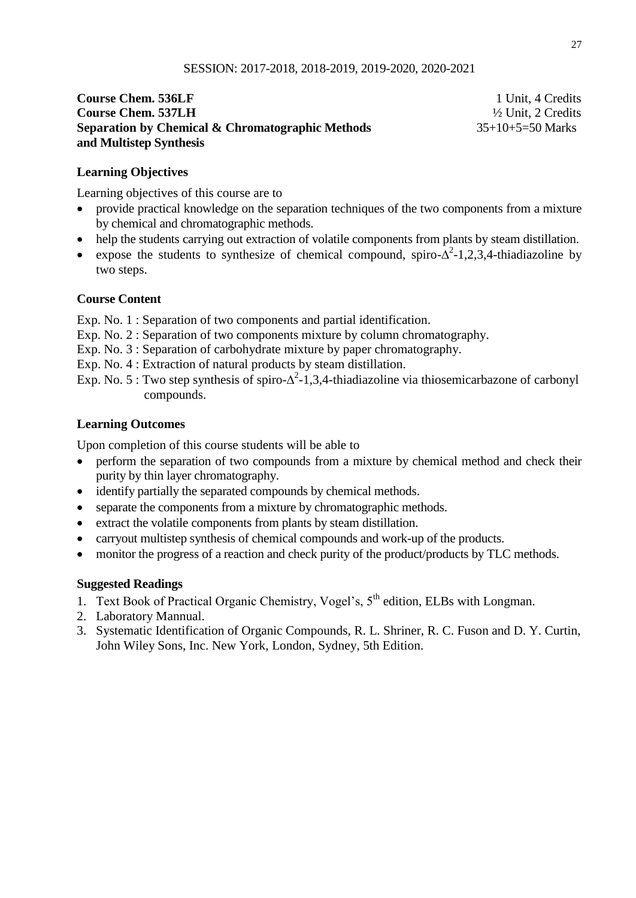SESSION: 2017-2018, 2018-2019, 2019-2020, 2020-2021

**Course Chem. 536LF** 1 Unit, 4 Credits
**Course Chem. 537LH** ½ Unit, 2 Credits
**Separation by Chemical & Chromatographic Methods and Multistep Synthesis** 35+10+5=50 Marks

### Learning Objectives

Learning objectives of this course are to

- provide practical knowledge on the separation techniques of the two components from a mixture by chemical and chromatographic methods.
- help the students carrying out extraction of volatile components from plants by steam distillation.
- expose the students to synthesize of chemical compound, spiro-$\Delta^2$-1,2,3,4-thiadiazoline by two steps.

### Course Content

Exp. No. 1 : Separation of two components and partial identification.
Exp. No. 2 : Separation of two components mixture by column chromatography.
Exp. No. 3 : Separation of carbohydrate mixture by paper chromatography.
Exp. No. 4 : Extraction of natural products by steam distillation.
Exp. No. 5 : Two step synthesis of spiro-$\Delta^2$-1,3,4-thiadiazoline via thiosemicarbazone of carbonyl compounds.

### Learning Outcomes

Upon completion of this course students will be able to

- perform the separation of two compounds from a mixture by chemical method and check their purity by thin layer chromatography.
- identify partially the separated compounds by chemical methods.
- separate the components from a mixture by chromatographic methods.
- extract the volatile components from plants by steam distillation.
- carryout multistep synthesis of chemical compounds and work-up of the products.
- monitor the progress of a reaction and check purity of the product/products by TLC methods.

### Suggested Readings

1. Text Book of Practical Organic Chemistry, Vogel's, 5th edition, ELBs with Longman.
2. Laboratory Mannual.
3. Systematic Identification of Organic Compounds, R. L. Shriner, R. C. Fuson and D. Y. Curtin, John Wiley Sons, Inc. New York, London, Sydney, 5th Edition.